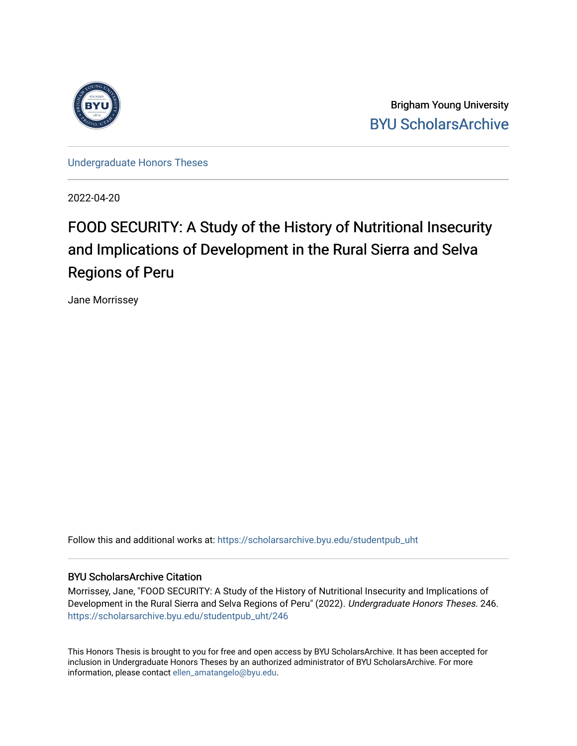Brigham Young University

BYU ScholarsArchive

Undergraduate Honors Theses

2022-04-20

# FOOD SECURITY: A Study of the History of Nutritional Insecurity and Implications of Development in the Rural Sierra and Selva Regions of Peru

Jane Morrissey

Follow this and additional works at: https://scholarsarchive.byu.edu/studentpub_uht

## BYU ScholarsArchive Citation

Morrissey, Jane, "FOOD SECURITY: A Study of the History of Nutritional Insecurity and Implications of Development in the Rural Sierra and Selva Regions of Peru" (2022). *Undergraduate Honors Theses*. 246.
https://scholarsarchive.byu.edu/studentpub_uht/246

This Honors Thesis is brought to you for free and open access by BYU ScholarsArchive. It has been accepted for inclusion in Undergraduate Honors Theses by an authorized administrator of BYU ScholarsArchive. For more information, please contact ellen_amatangelo@byu.edu.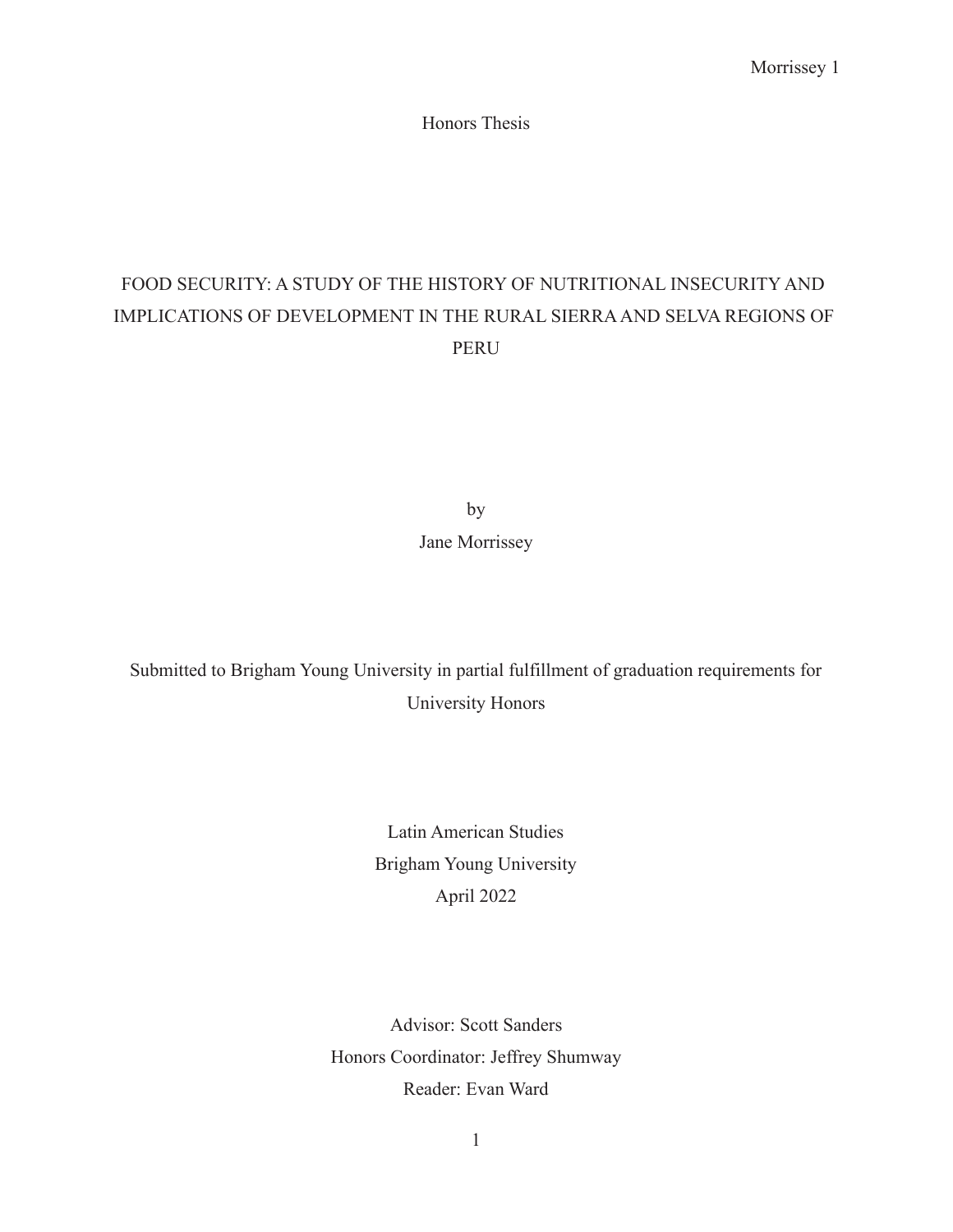Honors Thesis

# FOOD SECURITY: A STUDY OF THE HISTORY OF NUTRITIONAL INSECURITY AND IMPLICATIONS OF DEVELOPMENT IN THE RURAL SIERRA AND SELVA REGIONS OF PERU

by

Jane Morrissey

Submitted to Brigham Young University in partial fulfillment of graduation requirements for University Honors

Latin American Studies

Brigham Young University

April 2022

Advisor: Scott Sanders

Honors Coordinator: Jeffrey Shumway

Reader: Evan Ward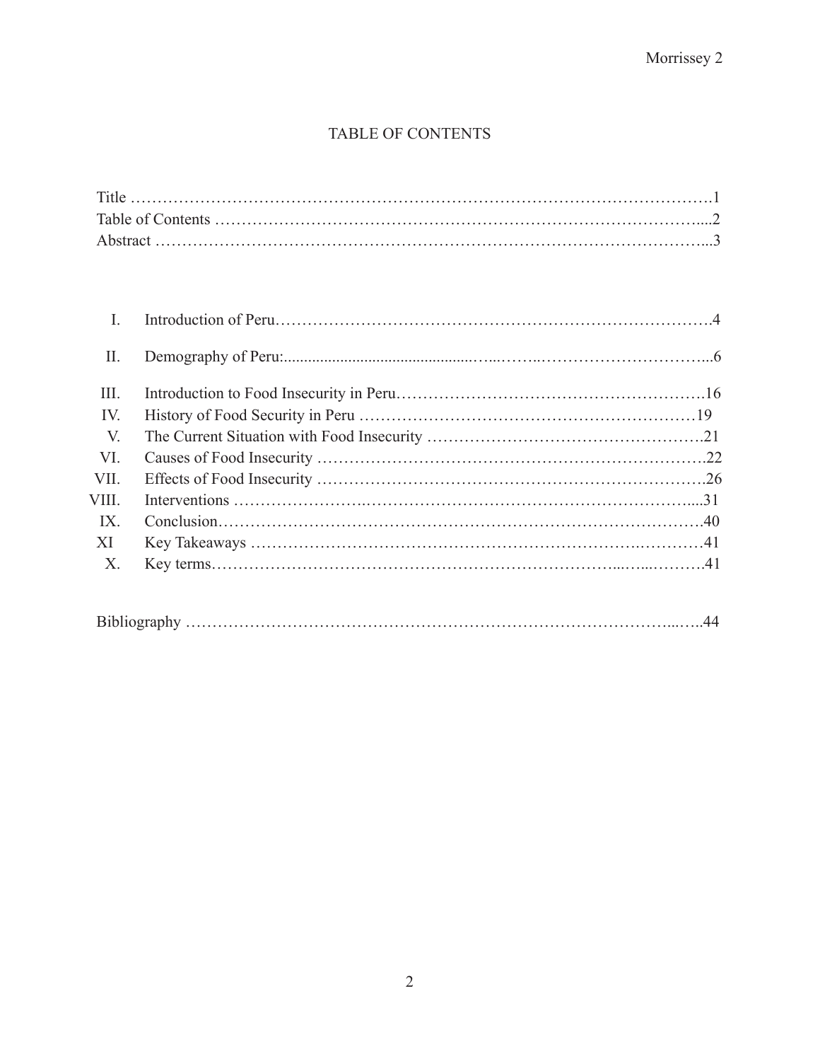# TABLE OF CONTENTS

Title ……………………………………………………………………………………………1
Table of Contents ……………………………………………………………………………...2
Abstract ………………………………………………………………………………………...3

I. Introduction of Peru……………………………………………………………………….4

II. Demography of Peru:............................................…...……..…………………………...6

III. Introduction to Food Insecurity in Peru………………………………………………….16
IV. History of Food Security in Peru ………………………………………………………19
V. The Current Situation with Food Insecurity …………………………………………….21
VI. Causes of Food Insecurity ……………………………………………………………….22
VII. Effects of Food Insecurity ……………………………………………………………….26
VIII. Interventions ……………………………………………………………………….....31
IX. Conclusion…………………………………………………………………………….40
XI Key Takeaways ……………………………………………………………….…………41
X. Key terms………………………………………………………………...…...……….41

Bibliography …………………………………………………………………………...…..44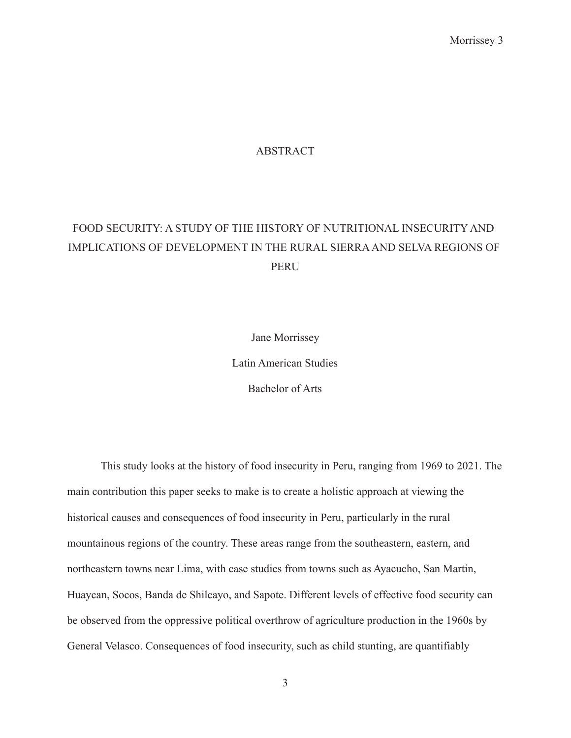# ABSTRACT

## FOOD SECURITY: A STUDY OF THE HISTORY OF NUTRITIONAL INSECURITY AND IMPLICATIONS OF DEVELOPMENT IN THE RURAL SIERRA AND SELVA REGIONS OF PERU

Jane Morrissey

Latin American Studies

Bachelor of Arts

This study looks at the history of food insecurity in Peru, ranging from 1969 to 2021. The main contribution this paper seeks to make is to create a holistic approach at viewing the historical causes and consequences of food insecurity in Peru, particularly in the rural mountainous regions of the country. These areas range from the southeastern, eastern, and northeastern towns near Lima, with case studies from towns such as Ayacucho, San Martin, Huaycan, Socos, Banda de Shilcayo, and Sapote. Different levels of effective food security can be observed from the oppressive political overthrow of agriculture production in the 1960s by General Velasco. Consequences of food insecurity, such as child stunting, are quantifiably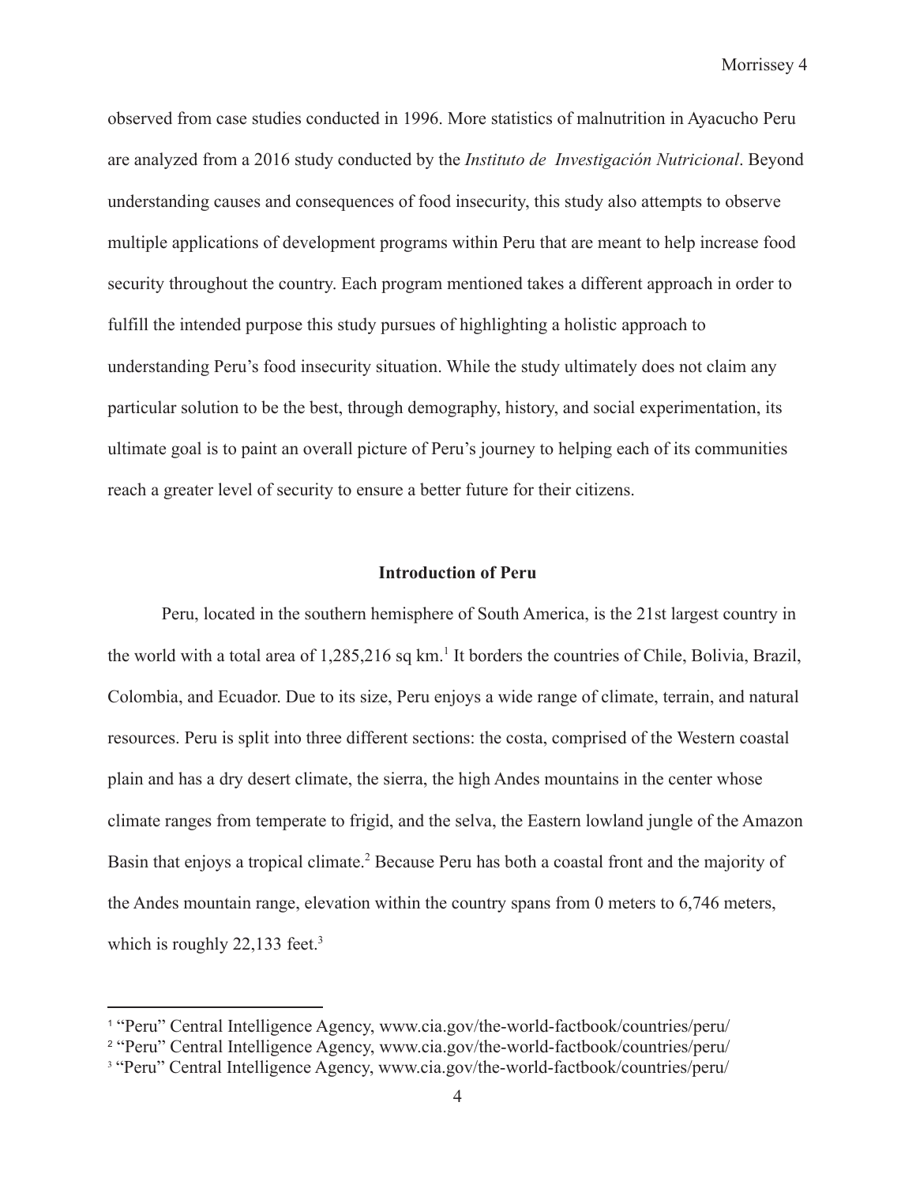observed from case studies conducted in 1996. More statistics of malnutrition in Ayacucho Peru are analyzed from a 2016 study conducted by the *Instituto de  Investigación Nutricional*. Beyond understanding causes and consequences of food insecurity, this study also attempts to observe multiple applications of development programs within Peru that are meant to help increase food security throughout the country. Each program mentioned takes a different approach in order to fulfill the intended purpose this study pursues of highlighting a holistic approach to understanding Peru's food insecurity situation. While the study ultimately does not claim any particular solution to be the best, through demography, history, and social experimentation, its ultimate goal is to paint an overall picture of Peru's journey to helping each of its communities reach a greater level of security to ensure a better future for their citizens.

## Introduction of Peru

Peru, located in the southern hemisphere of South America, is the 21st largest country in the world with a total area of 1,285,216 sq km.[1] It borders the countries of Chile, Bolivia, Brazil, Colombia, and Ecuador. Due to its size, Peru enjoys a wide range of climate, terrain, and natural resources. Peru is split into three different sections: the costa, comprised of the Western coastal plain and has a dry desert climate, the sierra, the high Andes mountains in the center whose climate ranges from temperate to frigid, and the selva, the Eastern lowland jungle of the Amazon Basin that enjoys a tropical climate.[2] Because Peru has both a coastal front and the majority of the Andes mountain range, elevation within the country spans from 0 meters to 6,746 meters, which is roughly 22,133 feet.[3]

---

[1] "Peru" Central Intelligence Agency, www.cia.gov/the-world-factbook/countries/peru/

[2] "Peru" Central Intelligence Agency, www.cia.gov/the-world-factbook/countries/peru/

[3] "Peru" Central Intelligence Agency, www.cia.gov/the-world-factbook/countries/peru/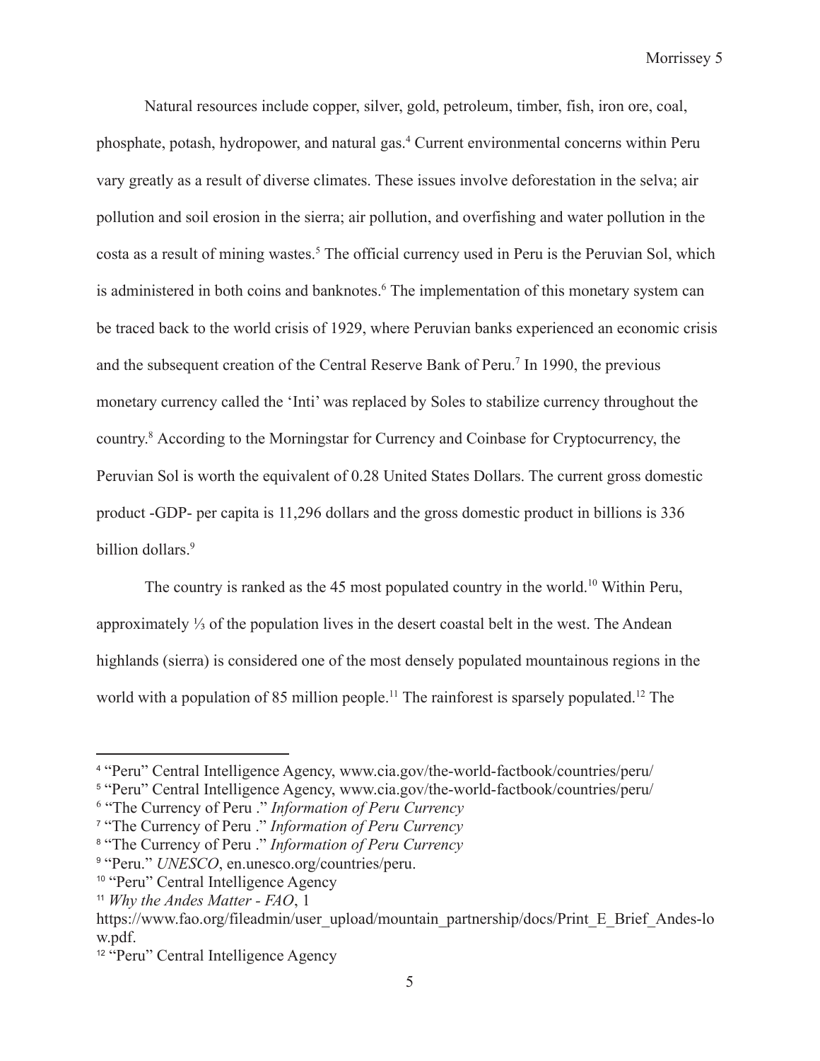Natural resources include copper, silver, gold, petroleum, timber, fish, iron ore, coal, phosphate, potash, hydropower, and natural gas.[4] Current environmental concerns within Peru vary greatly as a result of diverse climates. These issues involve deforestation in the selva; air pollution and soil erosion in the sierra; air pollution, and overfishing and water pollution in the costa as a result of mining wastes.[5] The official currency used in Peru is the Peruvian Sol, which is administered in both coins and banknotes.[6] The implementation of this monetary system can be traced back to the world crisis of 1929, where Peruvian banks experienced an economic crisis and the subsequent creation of the Central Reserve Bank of Peru.[7] In 1990, the previous monetary currency called the 'Inti' was replaced by Soles to stabilize currency throughout the country.[8] According to the Morningstar for Currency and Coinbase for Cryptocurrency, the Peruvian Sol is worth the equivalent of 0.28 United States Dollars. The current gross domestic product -GDP- per capita is 11,296 dollars and the gross domestic product in billions is 336 billion dollars.[9]

The country is ranked as the 45 most populated country in the world.[10] Within Peru, approximately ⅓ of the population lives in the desert coastal belt in the west. The Andean highlands (sierra) is considered one of the most densely populated mountainous regions in the world with a population of 85 million people.[11] The rainforest is sparsely populated.[12] The

---

[4] "Peru" Central Intelligence Agency, www.cia.gov/the-world-factbook/countries/peru/

[5] "Peru" Central Intelligence Agency, www.cia.gov/the-world-factbook/countries/peru/

[6] "The Currency of Peru ." *Information of Peru Currency*

[7] "The Currency of Peru ." *Information of Peru Currency*

[8] "The Currency of Peru ." *Information of Peru Currency*

[9] "Peru." *UNESCO*, en.unesco.org/countries/peru.

[10] "Peru" Central Intelligence Agency

[11] *Why the Andes Matter - FAO*, 1 https://www.fao.org/fileadmin/user_upload/mountain_partnership/docs/Print_E_Brief_Andes-low.pdf.

[12] "Peru" Central Intelligence Agency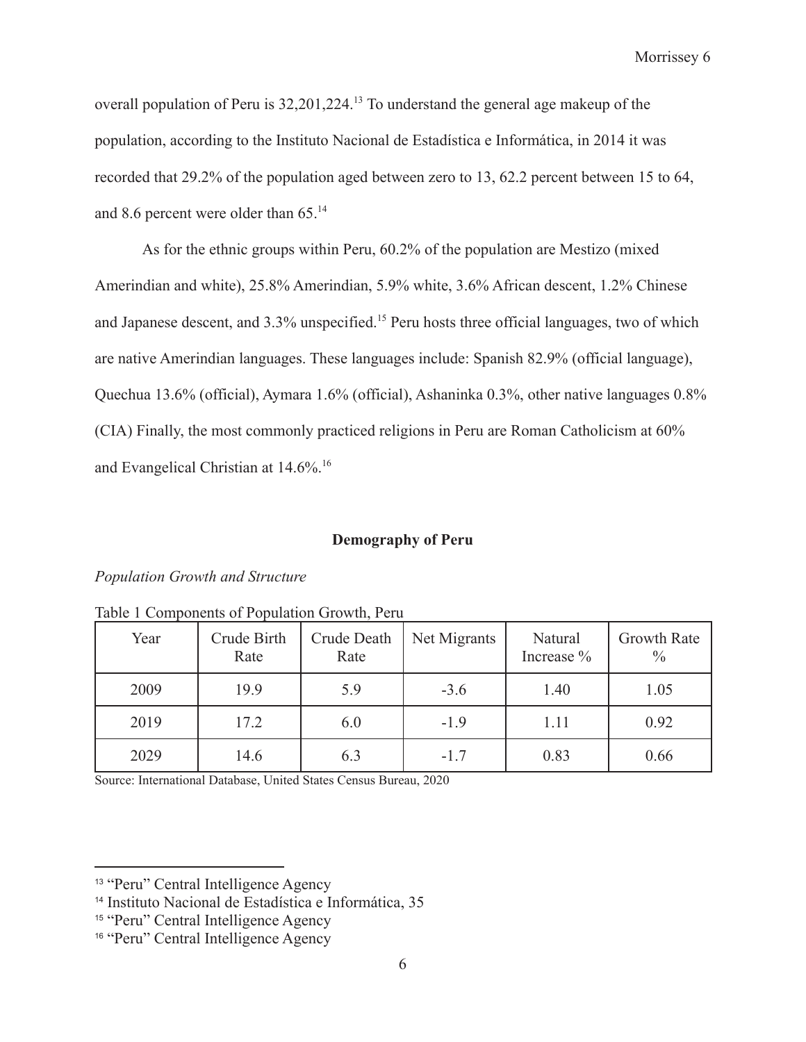overall population of Peru is 32,201,224.[13] To understand the general age makeup of the population, according to the Instituto Nacional de Estadística e Informática, in 2014 it was recorded that 29.2% of the population aged between zero to 13, 62.2 percent between 15 to 64, and 8.6 percent were older than 65.[14]

As for the ethnic groups within Peru, 60.2% of the population are Mestizo (mixed Amerindian and white), 25.8% Amerindian, 5.9% white, 3.6% African descent, 1.2% Chinese and Japanese descent, and 3.3% unspecified.[15] Peru hosts three official languages, two of which are native Amerindian languages. These languages include: Spanish 82.9% (official language), Quechua 13.6% (official), Aymara 1.6% (official), Ashaninka 0.3%, other native languages 0.8% (CIA) Finally, the most commonly practiced religions in Peru are Roman Catholicism at 60% and Evangelical Christian at 14.6%.[16]

## Demography of Peru

*Population Growth and Structure*

Table 1 Components of Population Growth, Peru

| Year | Crude Birth Rate | Crude Death Rate | Net Migrants | Natural Increase % | Growth Rate % |
|---|---|---|---|---|---|
| 2009 | 19.9 | 5.9 | -3.6 | 1.40 | 1.05 |
| 2019 | 17.2 | 6.0 | -1.9 | 1.11 | 0.92 |
| 2029 | 14.6 | 6.3 | -1.7 | 0.83 | 0.66 |

Source: International Database, United States Census Bureau, 2020

---

[13] "Peru" Central Intelligence Agency

[14] Instituto Nacional de Estadística e Informática, 35

[15] "Peru" Central Intelligence Agency

[16] "Peru" Central Intelligence Agency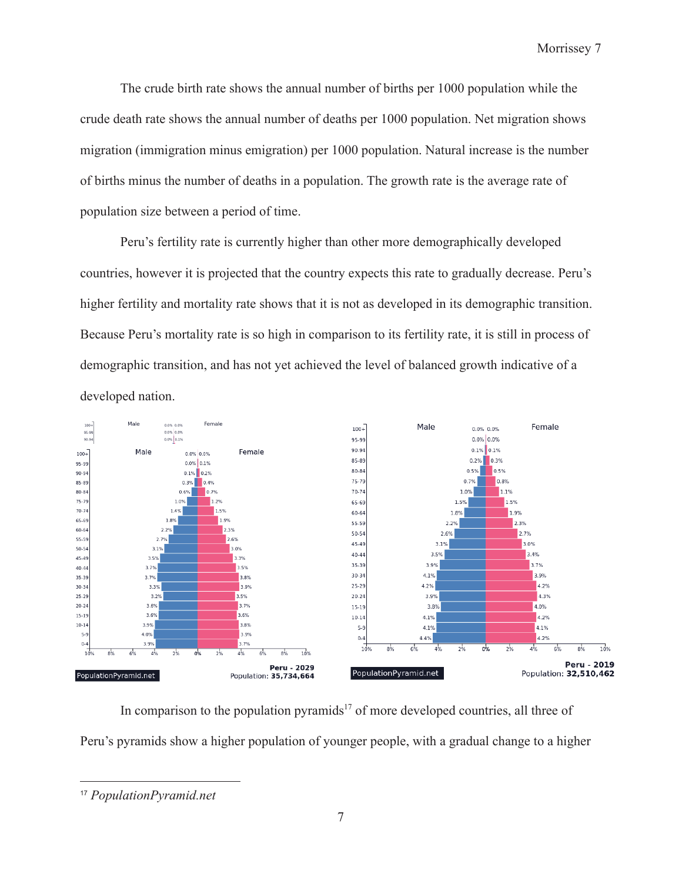The crude birth rate shows the annual number of births per 1000 population while the crude death rate shows the annual number of deaths per 1000 population. Net migration shows migration (immigration minus emigration) per 1000 population. Natural increase is the number of births minus the number of deaths in a population. The growth rate is the average rate of population size between a period of time.

Peru's fertility rate is currently higher than other more demographically developed countries, however it is projected that the country expects this rate to gradually decrease. Peru's higher fertility and mortality rate shows that it is not as developed in its demographic transition. Because Peru's mortality rate is so high in comparison to its fertility rate, it is still in process of demographic transition, and has not yet achieved the level of balanced growth indicative of a developed nation.

In comparison to the population pyramids[17] of more developed countries, all three of Peru's pyramids show a higher population of younger people, with a gradual change to a higher

---

[17] *PopulationPyramid.net*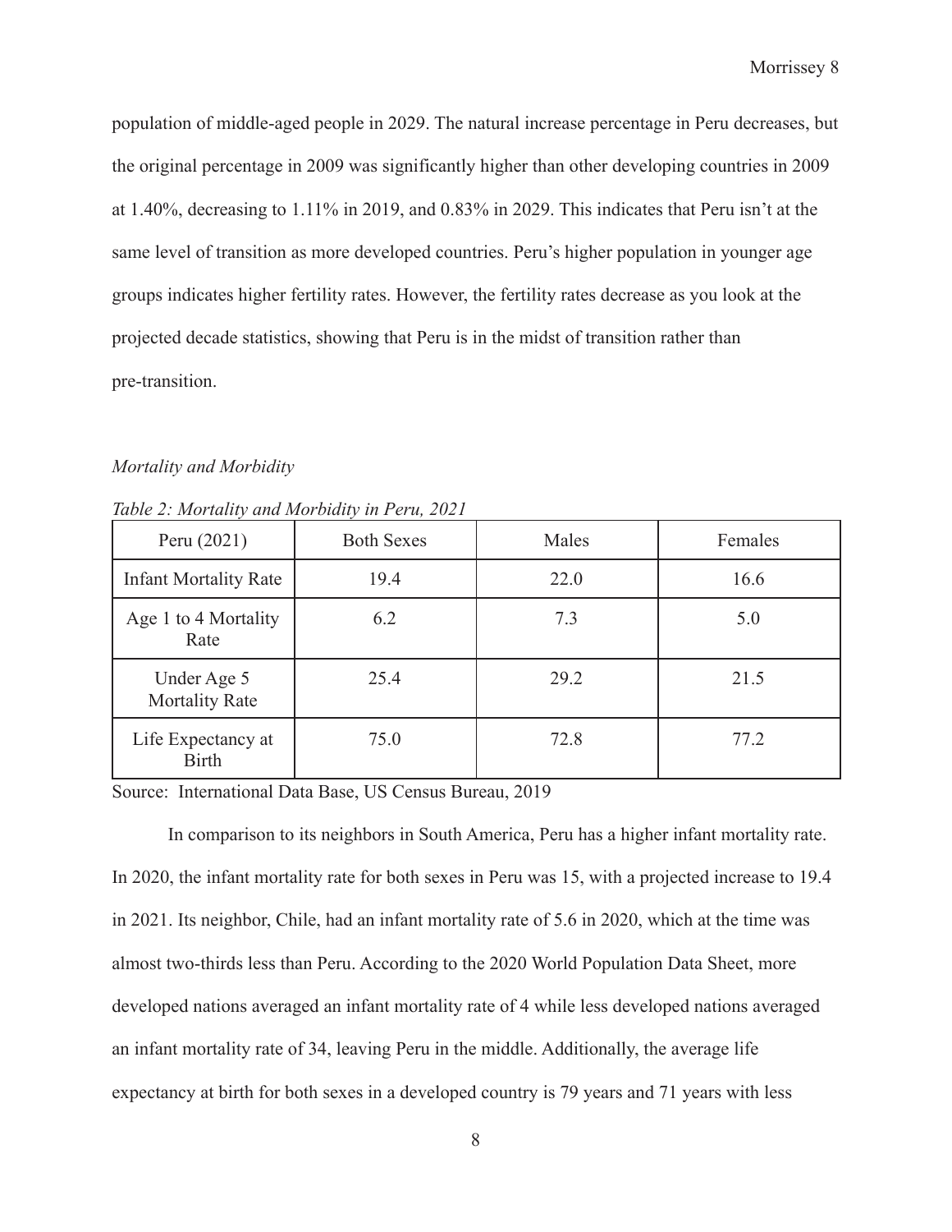population of middle-aged people in 2029. The natural increase percentage in Peru decreases, but the original percentage in 2009 was significantly higher than other developing countries in 2009 at 1.40%, decreasing to 1.11% in 2019, and 0.83% in 2029. This indicates that Peru isn't at the same level of transition as more developed countries. Peru's higher population in younger age groups indicates higher fertility rates. However, the fertility rates decrease as you look at the projected decade statistics, showing that Peru is in the midst of transition rather than pre-transition.

*Mortality and Morbidity*

*Table 2: Mortality and Morbidity in Peru, 2021*

| Peru (2021) | Both Sexes | Males | Females |
|---|---|---|---|
| Infant Mortality Rate | 19.4 | 22.0 | 16.6 |
| Age 1 to 4 Mortality Rate | 6.2 | 7.3 | 5.0 |
| Under Age 5 Mortality Rate | 25.4 | 29.2 | 21.5 |
| Life Expectancy at Birth | 75.0 | 72.8 | 77.2 |

Source: International Data Base, US Census Bureau, 2019

In comparison to its neighbors in South America, Peru has a higher infant mortality rate. In 2020, the infant mortality rate for both sexes in Peru was 15, with a projected increase to 19.4 in 2021. Its neighbor, Chile, had an infant mortality rate of 5.6 in 2020, which at the time was almost two-thirds less than Peru. According to the 2020 World Population Data Sheet, more developed nations averaged an infant mortality rate of 4 while less developed nations averaged an infant mortality rate of 34, leaving Peru in the middle. Additionally, the average life expectancy at birth for both sexes in a developed country is 79 years and 71 years with less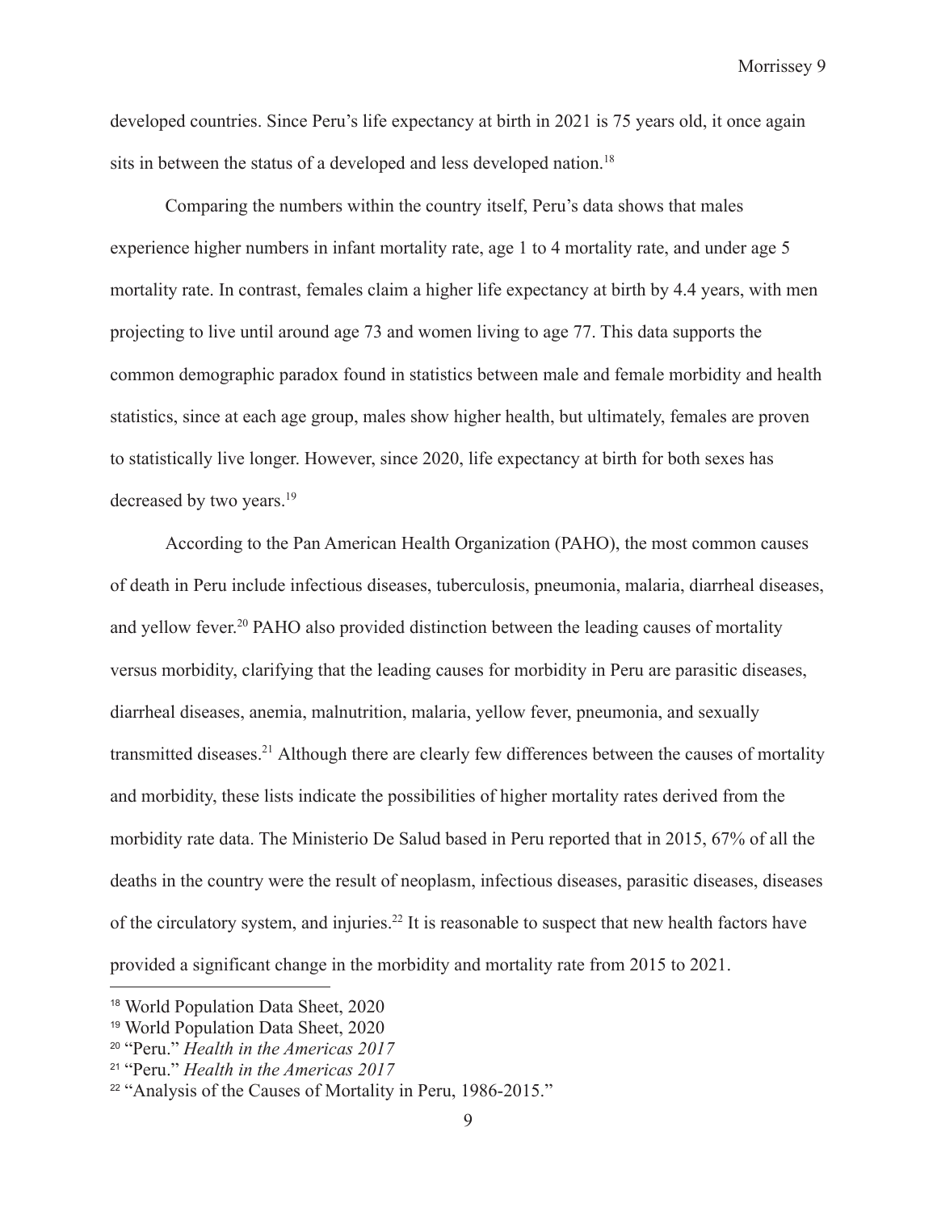developed countries. Since Peru's life expectancy at birth in 2021 is 75 years old, it once again sits in between the status of a developed and less developed nation.[18]

Comparing the numbers within the country itself, Peru's data shows that males experience higher numbers in infant mortality rate, age 1 to 4 mortality rate, and under age 5 mortality rate. In contrast, females claim a higher life expectancy at birth by 4.4 years, with men projecting to live until around age 73 and women living to age 77. This data supports the common demographic paradox found in statistics between male and female morbidity and health statistics, since at each age group, males show higher health, but ultimately, females are proven to statistically live longer. However, since 2020, life expectancy at birth for both sexes has decreased by two years.[19]

According to the Pan American Health Organization (PAHO), the most common causes of death in Peru include infectious diseases, tuberculosis, pneumonia, malaria, diarrheal diseases, and yellow fever.[20] PAHO also provided distinction between the leading causes of mortality versus morbidity, clarifying that the leading causes for morbidity in Peru are parasitic diseases, diarrheal diseases, anemia, malnutrition, malaria, yellow fever, pneumonia, and sexually transmitted diseases.[21] Although there are clearly few differences between the causes of mortality and morbidity, these lists indicate the possibilities of higher mortality rates derived from the morbidity rate data. The Ministerio De Salud based in Peru reported that in 2015, 67% of all the deaths in the country were the result of neoplasm, infectious diseases, parasitic diseases, diseases of the circulatory system, and injuries.[22] It is reasonable to suspect that new health factors have provided a significant change in the morbidity and mortality rate from 2015 to 2021.

---

[18] World Population Data Sheet, 2020

[19] World Population Data Sheet, 2020

[20] "Peru." *Health in the Americas 2017*

[21] "Peru." *Health in the Americas 2017*

[22] "Analysis of the Causes of Mortality in Peru, 1986-2015."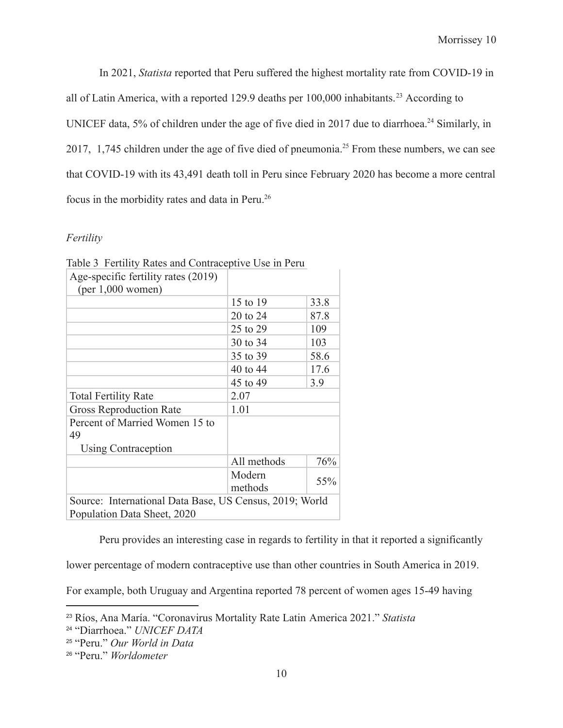In 2021, *Statista* reported that Peru suffered the highest mortality rate from COVID-19 in all of Latin America, with a reported 129.9 deaths per 100,000 inhabitants.[23] According to UNICEF data, 5% of children under the age of five died in 2017 due to diarrhoea.[24] Similarly, in 2017, 1,745 children under the age of five died of pneumonia.[25] From these numbers, we can see that COVID-19 with its 43,491 death toll in Peru since February 2020 has become a more central focus in the morbidity rates and data in Peru.[26]

*Fertility*

Table 3 Fertility Rates and Contraceptive Use in Peru

| Age-specific fertility rates (2019) (per 1,000 women) | | |
|---|---|---|
| | 15 to 19 | 33.8 |
| | 20 to 24 | 87.8 |
| | 25 to 29 | 109 |
| | 30 to 34 | 103 |
| | 35 to 39 | 58.6 |
| | 40 to 44 | 17.6 |
| | 45 to 49 | 3.9 |
| Total Fertility Rate | 2.07 | |
| Gross Reproduction Rate | 1.01 | |
| Percent of Married Women 15 to 49 Using Contraception | | |
| | All methods | 76% |
| | Modern methods | 55% |
| Source: International Data Base, US Census, 2019; World Population Data Sheet, 2020 | | |

Peru provides an interesting case in regards to fertility in that it reported a significantly lower percentage of modern contraceptive use than other countries in South America in 2019. For example, both Uruguay and Argentina reported 78 percent of women ages 15-49 having

---

[23] Ríos, Ana María. "Coronavirus Mortality Rate Latin America 2021." *Statista*

[24] "Diarrhoea." *UNICEF DATA*

[25] "Peru." *Our World in Data*

[26] "Peru." *Worldometer*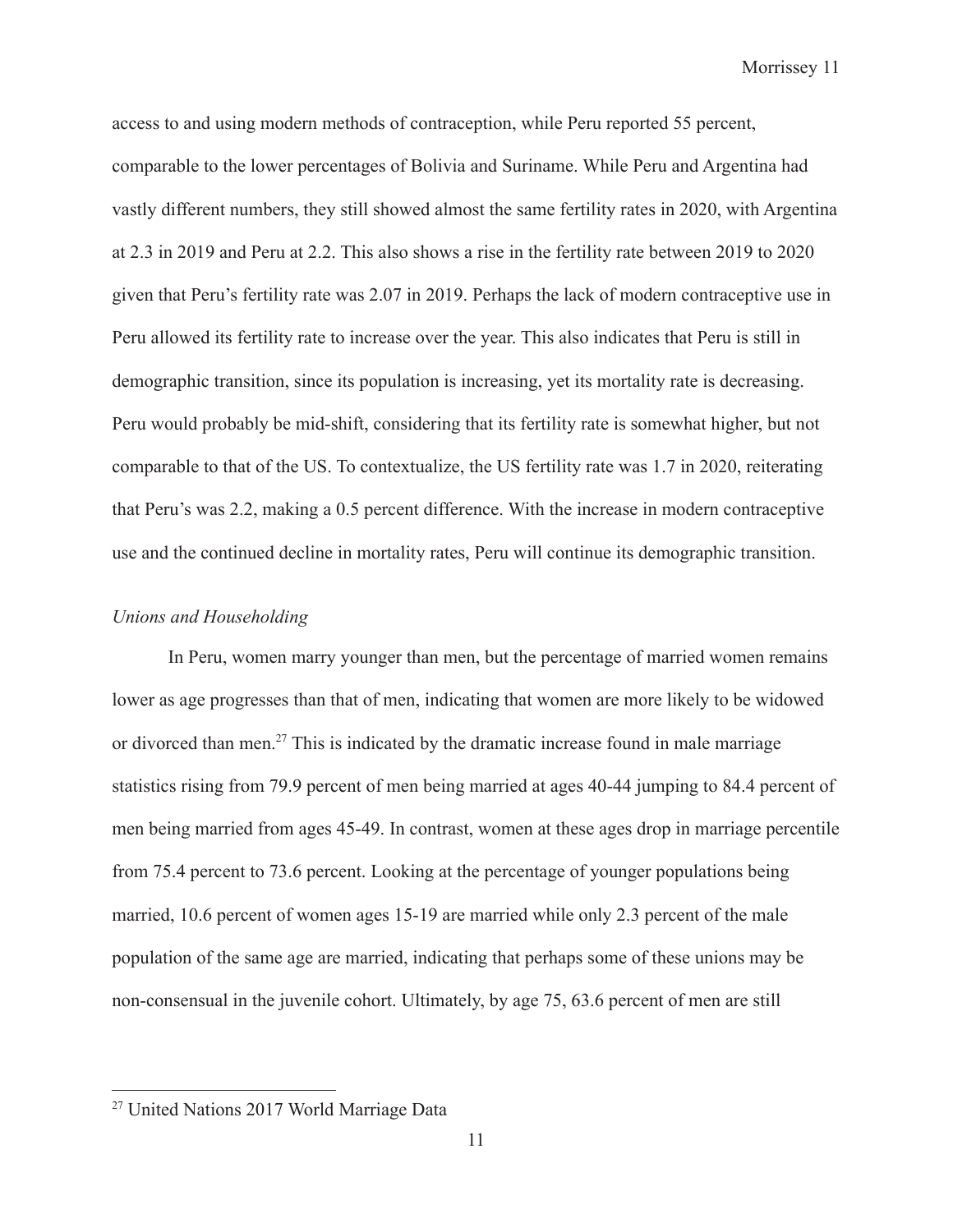access to and using modern methods of contraception, while Peru reported 55 percent, comparable to the lower percentages of Bolivia and Suriname. While Peru and Argentina had vastly different numbers, they still showed almost the same fertility rates in 2020, with Argentina at 2.3 in 2019 and Peru at 2.2. This also shows a rise in the fertility rate between 2019 to 2020 given that Peru's fertility rate was 2.07 in 2019. Perhaps the lack of modern contraceptive use in Peru allowed its fertility rate to increase over the year. This also indicates that Peru is still in demographic transition, since its population is increasing, yet its mortality rate is decreasing. Peru would probably be mid-shift, considering that its fertility rate is somewhat higher, but not comparable to that of the US. To contextualize, the US fertility rate was 1.7 in 2020, reiterating that Peru's was 2.2, making a 0.5 percent difference. With the increase in modern contraceptive use and the continued decline in mortality rates, Peru will continue its demographic transition.

*Unions and Householding*

In Peru, women marry younger than men, but the percentage of married women remains lower as age progresses than that of men, indicating that women are more likely to be widowed or divorced than men.[27] This is indicated by the dramatic increase found in male marriage statistics rising from 79.9 percent of men being married at ages 40-44 jumping to 84.4 percent of men being married from ages 45-49. In contrast, women at these ages drop in marriage percentile from 75.4 percent to 73.6 percent. Looking at the percentage of younger populations being married, 10.6 percent of women ages 15-19 are married while only 2.3 percent of the male population of the same age are married, indicating that perhaps some of these unions may be non-consensual in the juvenile cohort. Ultimately, by age 75, 63.6 percent of men are still

[27] United Nations 2017 World Marriage Data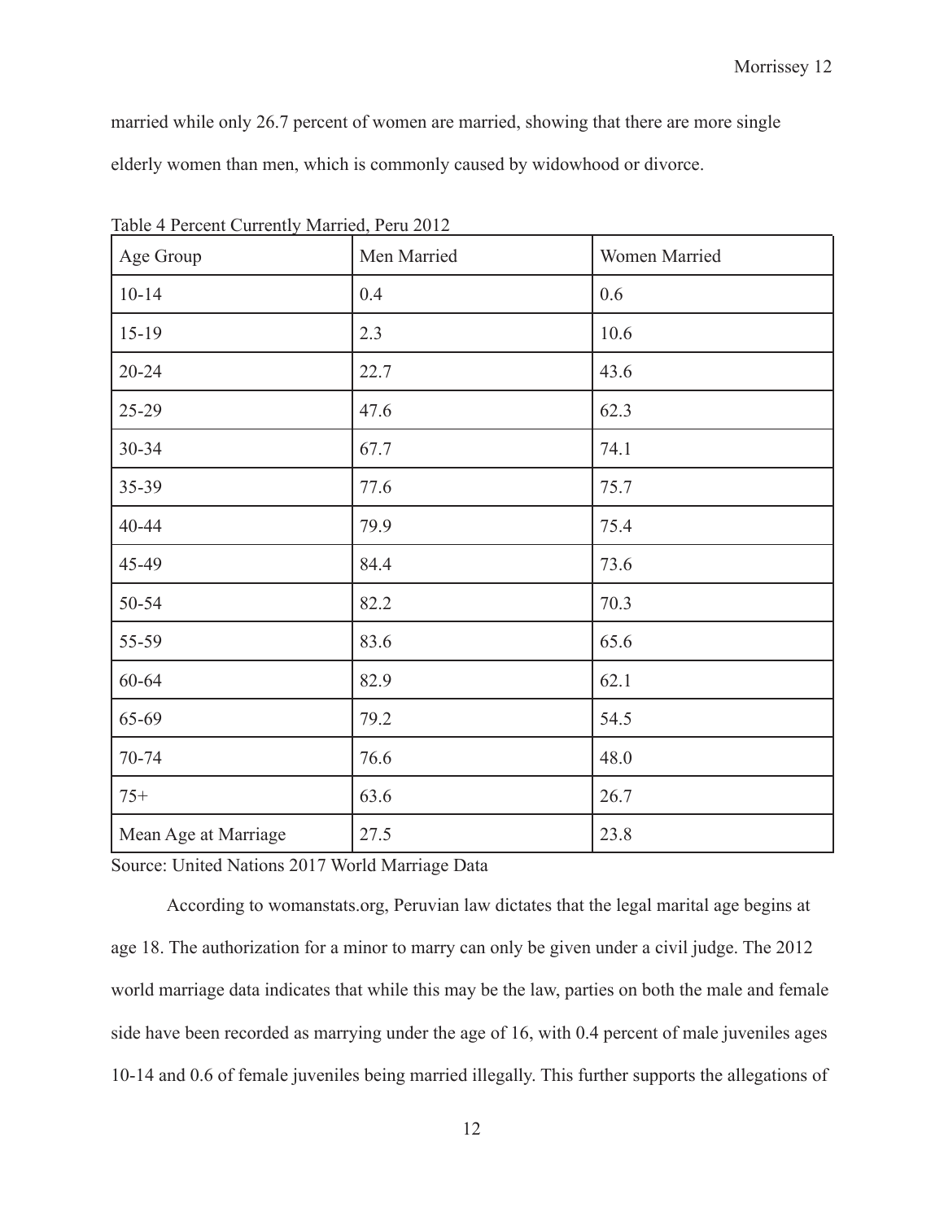married while only 26.7 percent of women are married, showing that there are more single elderly women than men, which is commonly caused by widowhood or divorce.

Table 4 Percent Currently Married, Peru 2012

| Age Group | Men Married | Women Married |
|---|---|---|
| 10-14 | 0.4 | 0.6 |
| 15-19 | 2.3 | 10.6 |
| 20-24 | 22.7 | 43.6 |
| 25-29 | 47.6 | 62.3 |
| 30-34 | 67.7 | 74.1 |
| 35-39 | 77.6 | 75.7 |
| 40-44 | 79.9 | 75.4 |
| 45-49 | 84.4 | 73.6 |
| 50-54 | 82.2 | 70.3 |
| 55-59 | 83.6 | 65.6 |
| 60-64 | 82.9 | 62.1 |
| 65-69 | 79.2 | 54.5 |
| 70-74 | 76.6 | 48.0 |
| 75+ | 63.6 | 26.7 |
| Mean Age at Marriage | 27.5 | 23.8 |

Source: United Nations 2017 World Marriage Data

According to womanstats.org, Peruvian law dictates that the legal marital age begins at age 18. The authorization for a minor to marry can only be given under a civil judge. The 2012 world marriage data indicates that while this may be the law, parties on both the male and female side have been recorded as marrying under the age of 16, with 0.4 percent of male juveniles ages 10-14 and 0.6 of female juveniles being married illegally. This further supports the allegations of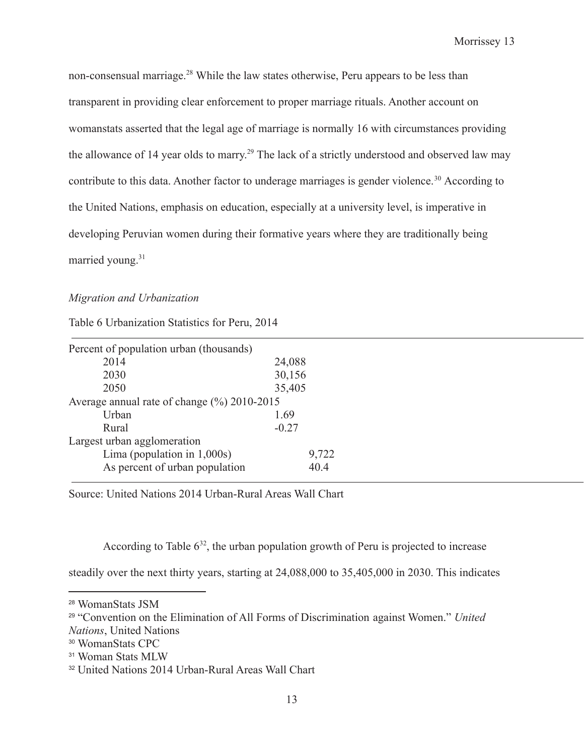non-consensual marriage.[28] While the law states otherwise, Peru appears to be less than transparent in providing clear enforcement to proper marriage rituals. Another account on womanstats asserted that the legal age of marriage is normally 16 with circumstances providing the allowance of 14 year olds to marry.[29] The lack of a strictly understood and observed law may contribute to this data. Another factor to underage marriages is gender violence.[30] According to the United Nations, emphasis on education, especially at a university level, is imperative in developing Peruvian women during their formative years where they are traditionally being married young.[31]

*Migration and Urbanization*

Table 6 Urbanization Statistics for Peru, 2014

| | |
|---|---|
| Percent of population urban (thousands) | |
| 2014 | 24,088 |
| 2030 | 30,156 |
| 2050 | 35,405 |
| Average annual rate of change (%) 2010-2015 | |
| Urban | 1.69 |
| Rural | -0.27 |
| Largest urban agglomeration | |
| Lima (population in 1,000s) | 9,722 |
| As percent of urban population | 40.4 |

Source: United Nations 2014 Urban-Rural Areas Wall Chart

According to Table 6[32], the urban population growth of Peru is projected to increase steadily over the next thirty years, starting at 24,088,000 to 35,405,000 in 2030. This indicates

[28] WomanStats JSM

[29] "Convention on the Elimination of All Forms of Discrimination against Women." *United Nations*, United Nations

[30] WomanStats CPC

[31] Woman Stats MLW

[32] United Nations 2014 Urban-Rural Areas Wall Chart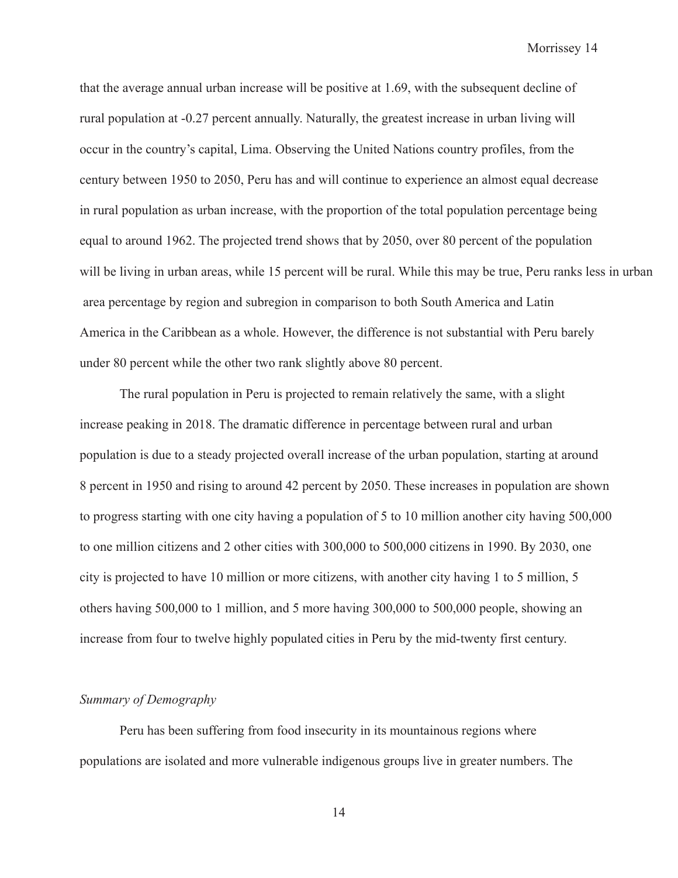that the average annual urban increase will be positive at 1.69, with the subsequent decline of rural population at -0.27 percent annually. Naturally, the greatest increase in urban living will occur in the country's capital, Lima. Observing the United Nations country profiles, from the century between 1950 to 2050, Peru has and will continue to experience an almost equal decrease in rural population as urban increase, with the proportion of the total population percentage being equal to around 1962. The projected trend shows that by 2050, over 80 percent of the population will be living in urban areas, while 15 percent will be rural. While this may be true, Peru ranks less in urban area percentage by region and subregion in comparison to both South America and Latin America in the Caribbean as a whole. However, the difference is not substantial with Peru barely under 80 percent while the other two rank slightly above 80 percent.

The rural population in Peru is projected to remain relatively the same, with a slight increase peaking in 2018. The dramatic difference in percentage between rural and urban population is due to a steady projected overall increase of the urban population, starting at around 8 percent in 1950 and rising to around 42 percent by 2050. These increases in population are shown to progress starting with one city having a population of 5 to 10 million another city having 500,000 to one million citizens and 2 other cities with 300,000 to 500,000 citizens in 1990. By 2030, one city is projected to have 10 million or more citizens, with another city having 1 to 5 million, 5 others having 500,000 to 1 million, and 5 more having 300,000 to 500,000 people, showing an increase from four to twelve highly populated cities in Peru by the mid-twenty first century.

*Summary of Demography*

Peru has been suffering from food insecurity in its mountainous regions where populations are isolated and more vulnerable indigenous groups live in greater numbers. The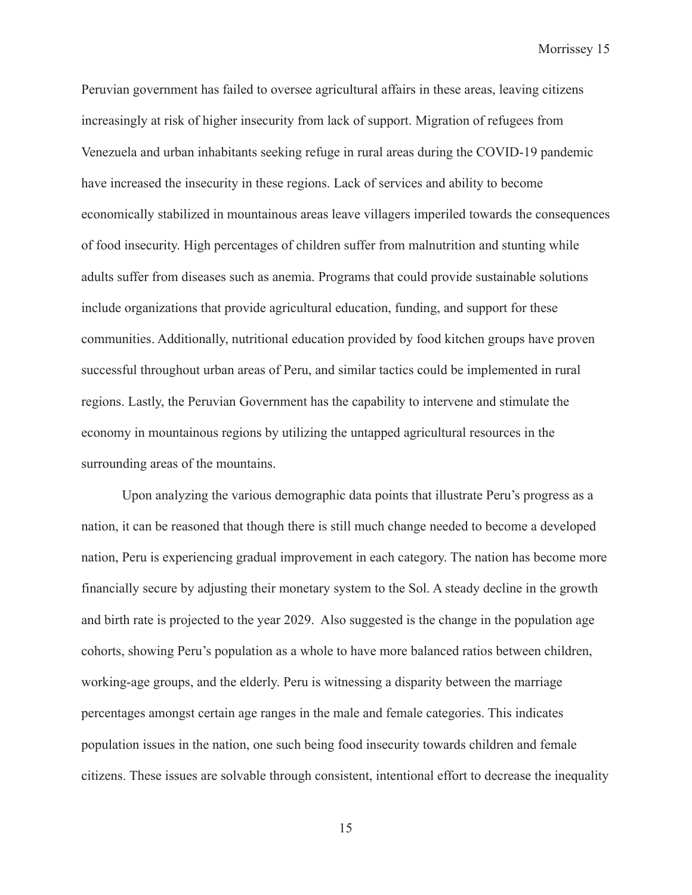Peruvian government has failed to oversee agricultural affairs in these areas, leaving citizens increasingly at risk of higher insecurity from lack of support. Migration of refugees from Venezuela and urban inhabitants seeking refuge in rural areas during the COVID-19 pandemic have increased the insecurity in these regions. Lack of services and ability to become economically stabilized in mountainous areas leave villagers imperiled towards the consequences of food insecurity. High percentages of children suffer from malnutrition and stunting while adults suffer from diseases such as anemia. Programs that could provide sustainable solutions include organizations that provide agricultural education, funding, and support for these communities. Additionally, nutritional education provided by food kitchen groups have proven successful throughout urban areas of Peru, and similar tactics could be implemented in rural regions. Lastly, the Peruvian Government has the capability to intervene and stimulate the economy in mountainous regions by utilizing the untapped agricultural resources in the surrounding areas of the mountains.

Upon analyzing the various demographic data points that illustrate Peru's progress as a nation, it can be reasoned that though there is still much change needed to become a developed nation, Peru is experiencing gradual improvement in each category. The nation has become more financially secure by adjusting their monetary system to the Sol. A steady decline in the growth and birth rate is projected to the year 2029. Also suggested is the change in the population age cohorts, showing Peru's population as a whole to have more balanced ratios between children, working-age groups, and the elderly. Peru is witnessing a disparity between the marriage percentages amongst certain age ranges in the male and female categories. This indicates population issues in the nation, one such being food insecurity towards children and female citizens. These issues are solvable through consistent, intentional effort to decrease the inequality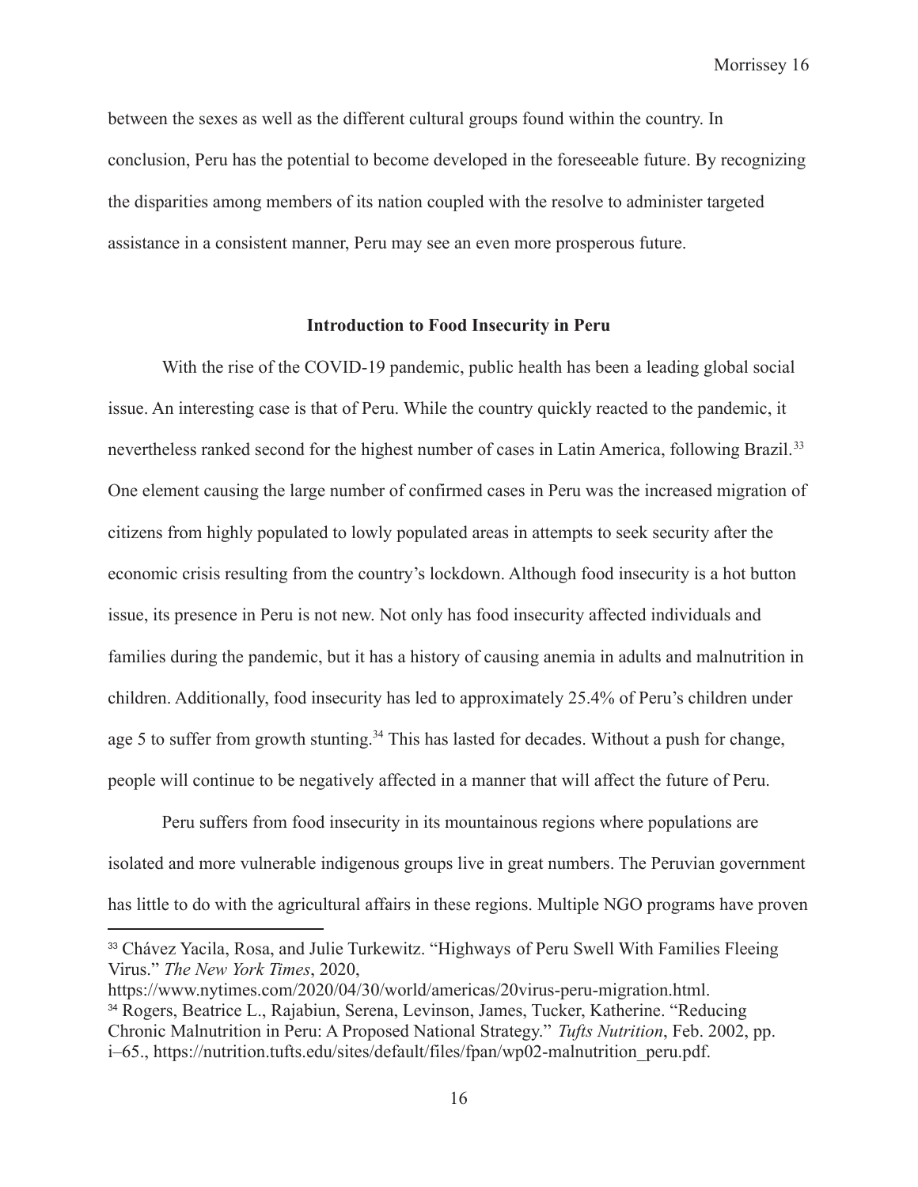between the sexes as well as the different cultural groups found within the country. In conclusion, Peru has the potential to become developed in the foreseeable future. By recognizing the disparities among members of its nation coupled with the resolve to administer targeted assistance in a consistent manner, Peru may see an even more prosperous future.

## Introduction to Food Insecurity in Peru

With the rise of the COVID-19 pandemic, public health has been a leading global social issue. An interesting case is that of Peru. While the country quickly reacted to the pandemic, it nevertheless ranked second for the highest number of cases in Latin America, following Brazil.[33] One element causing the large number of confirmed cases in Peru was the increased migration of citizens from highly populated to lowly populated areas in attempts to seek security after the economic crisis resulting from the country's lockdown. Although food insecurity is a hot button issue, its presence in Peru is not new. Not only has food insecurity affected individuals and families during the pandemic, but it has a history of causing anemia in adults and malnutrition in children. Additionally, food insecurity has led to approximately 25.4% of Peru's children under age 5 to suffer from growth stunting.[34] This has lasted for decades. Without a push for change, people will continue to be negatively affected in a manner that will affect the future of Peru.

Peru suffers from food insecurity in its mountainous regions where populations are isolated and more vulnerable indigenous groups live in great numbers. The Peruvian government has little to do with the agricultural affairs in these regions. Multiple NGO programs have proven

---

[33] Chávez Yacila, Rosa, and Julie Turkewitz. "Highways of Peru Swell With Families Fleeing Virus." *The New York Times*, 2020, https://www.nytimes.com/2020/04/30/world/americas/20virus-peru-migration.html.

[34] Rogers, Beatrice L., Rajabiun, Serena, Levinson, James, Tucker, Katherine. "Reducing Chronic Malnutrition in Peru: A Proposed National Strategy." *Tufts Nutrition*, Feb. 2002, pp. i–65., https://nutrition.tufts.edu/sites/default/files/fpan/wp02-malnutrition_peru.pdf.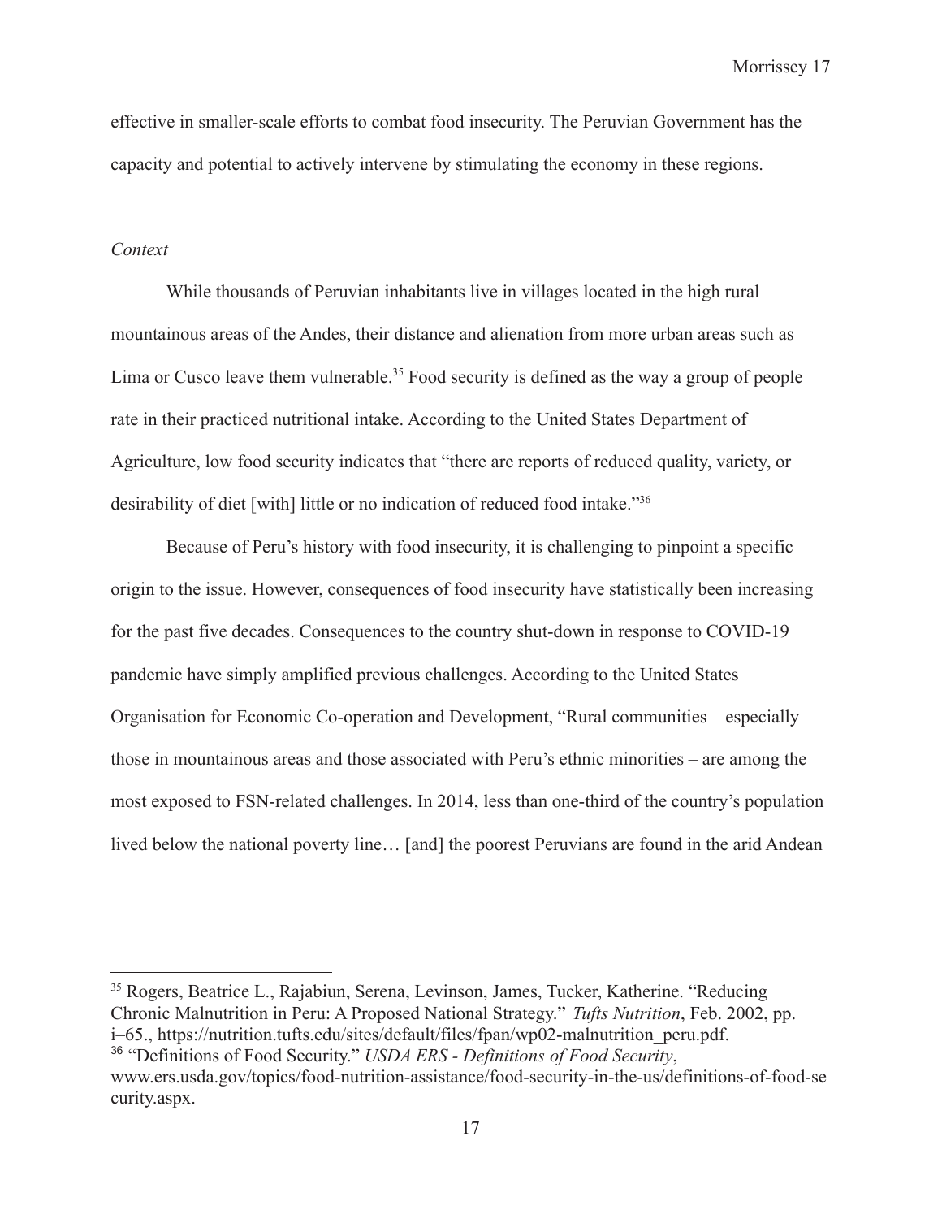effective in smaller-scale efforts to combat food insecurity. The Peruvian Government has the capacity and potential to actively intervene by stimulating the economy in these regions.

*Context*

While thousands of Peruvian inhabitants live in villages located in the high rural mountainous areas of the Andes, their distance and alienation from more urban areas such as Lima or Cusco leave them vulnerable.[35] Food security is defined as the way a group of people rate in their practiced nutritional intake. According to the United States Department of Agriculture, low food security indicates that "there are reports of reduced quality, variety, or desirability of diet [with] little or no indication of reduced food intake."[36]

Because of Peru's history with food insecurity, it is challenging to pinpoint a specific origin to the issue. However, consequences of food insecurity have statistically been increasing for the past five decades. Consequences to the country shut-down in response to COVID-19 pandemic have simply amplified previous challenges. According to the United States Organisation for Economic Co-operation and Development, "Rural communities – especially those in mountainous areas and those associated with Peru's ethnic minorities – are among the most exposed to FSN-related challenges. In 2014, less than one-third of the country's population lived below the national poverty line… [and] the poorest Peruvians are found in the arid Andean

---

[35] Rogers, Beatrice L., Rajabiun, Serena, Levinson, James, Tucker, Katherine. "Reducing Chronic Malnutrition in Peru: A Proposed National Strategy." *Tufts Nutrition*, Feb. 2002, pp. i–65., https://nutrition.tufts.edu/sites/default/files/fpan/wp02-malnutrition_peru.pdf.

[36] "Definitions of Food Security." *USDA ERS - Definitions of Food Security*, www.ers.usda.gov/topics/food-nutrition-assistance/food-security-in-the-us/definitions-of-food-security.aspx.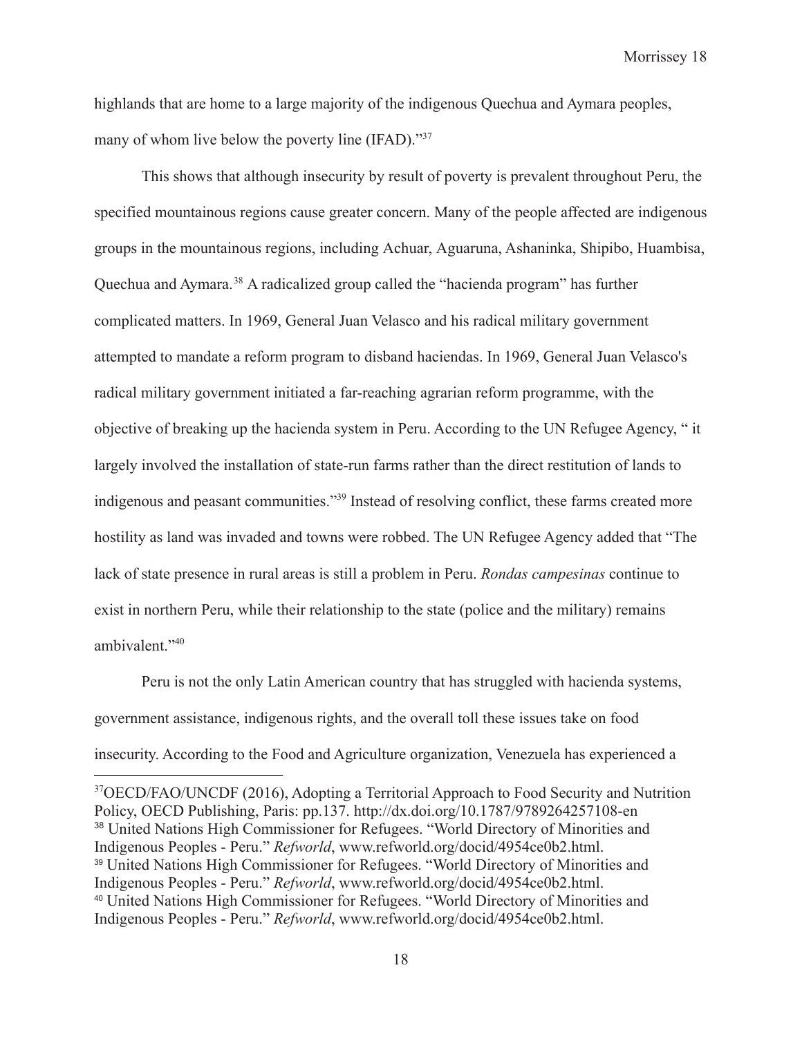highlands that are home to a large majority of the indigenous Quechua and Aymara peoples, many of whom live below the poverty line (IFAD)."[37]

This shows that although insecurity by result of poverty is prevalent throughout Peru, the specified mountainous regions cause greater concern. Many of the people affected are indigenous groups in the mountainous regions, including Achuar, Aguaruna, Ashaninka, Shipibo, Huambisa, Quechua and Aymara.[38] A radicalized group called the "hacienda program" has further complicated matters. In 1969, General Juan Velasco and his radical military government attempted to mandate a reform program to disband haciendas. In 1969, General Juan Velasco's radical military government initiated a far-reaching agrarian reform programme, with the objective of breaking up the hacienda system in Peru. According to the UN Refugee Agency, " it largely involved the installation of state-run farms rather than the direct restitution of lands to indigenous and peasant communities."[39] Instead of resolving conflict, these farms created more hostility as land was invaded and towns were robbed. The UN Refugee Agency added that "The lack of state presence in rural areas is still a problem in Peru. *Rondas campesinas* continue to exist in northern Peru, while their relationship to the state (police and the military) remains ambivalent."[40]

Peru is not the only Latin American country that has struggled with hacienda systems, government assistance, indigenous rights, and the overall toll these issues take on food insecurity. According to the Food and Agriculture organization, Venezuela has experienced a

---

[37] OECD/FAO/UNCDF (2016), Adopting a Territorial Approach to Food Security and Nutrition Policy, OECD Publishing, Paris: pp.137. http://dx.doi.org/10.1787/9789264257108-en

[38] United Nations High Commissioner for Refugees. "World Directory of Minorities and Indigenous Peoples - Peru." *Refworld*, www.refworld.org/docid/4954ce0b2.html.

[39] United Nations High Commissioner for Refugees. "World Directory of Minorities and Indigenous Peoples - Peru." *Refworld*, www.refworld.org/docid/4954ce0b2.html.

[40] United Nations High Commissioner for Refugees. "World Directory of Minorities and Indigenous Peoples - Peru." *Refworld*, www.refworld.org/docid/4954ce0b2.html.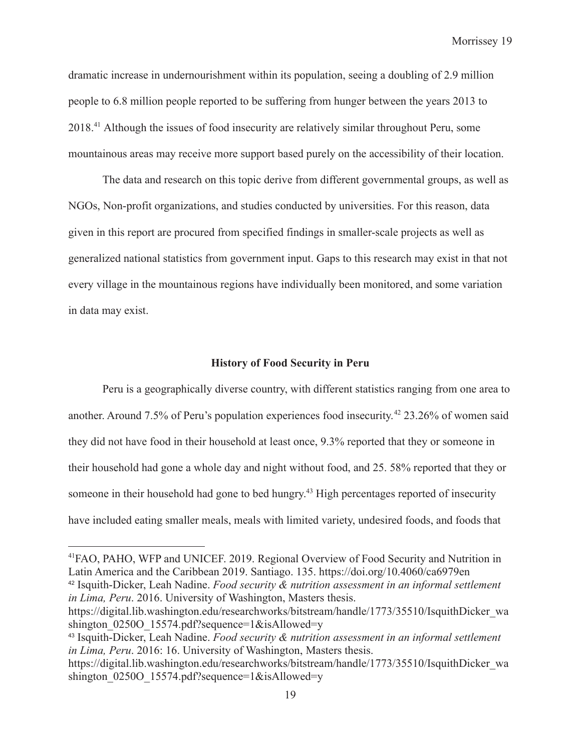dramatic increase in undernourishment within its population, seeing a doubling of 2.9 million people to 6.8 million people reported to be suffering from hunger between the years 2013 to 2018.[41] Although the issues of food insecurity are relatively similar throughout Peru, some mountainous areas may receive more support based purely on the accessibility of their location.

The data and research on this topic derive from different governmental groups, as well as NGOs, Non-profit organizations, and studies conducted by universities. For this reason, data given in this report are procured from specified findings in smaller-scale projects as well as generalized national statistics from government input. Gaps to this research may exist in that not every village in the mountainous regions have individually been monitored, and some variation in data may exist.

## History of Food Security in Peru

Peru is a geographically diverse country, with different statistics ranging from one area to another. Around 7.5% of Peru's population experiences food insecurity.[42] 23.26% of women said they did not have food in their household at least once, 9.3% reported that they or someone in their household had gone a whole day and night without food, and 25. 58% reported that they or someone in their household had gone to bed hungry.[43] High percentages reported of insecurity have included eating smaller meals, meals with limited variety, undesired foods, and foods that

---

[41]FAO, PAHO, WFP and UNICEF. 2019. Regional Overview of Food Security and Nutrition in Latin America and the Caribbean 2019. Santiago. 135. https://doi.org/10.4060/ca6979en

[42] Isquith-Dicker, Leah Nadine. *Food security & nutrition assessment in an informal settlement in Lima, Peru*. 2016. University of Washington, Masters thesis. https://digital.lib.washington.edu/researchworks/bitstream/handle/1773/35510/IsquithDicker_washington_0250O_15574.pdf?sequence=1&isAllowed=y

[43] Isquith-Dicker, Leah Nadine. *Food security & nutrition assessment in an informal settlement in Lima, Peru*. 2016: 16. University of Washington, Masters thesis. https://digital.lib.washington.edu/researchworks/bitstream/handle/1773/35510/IsquithDicker_washington_0250O_15574.pdf?sequence=1&isAllowed=y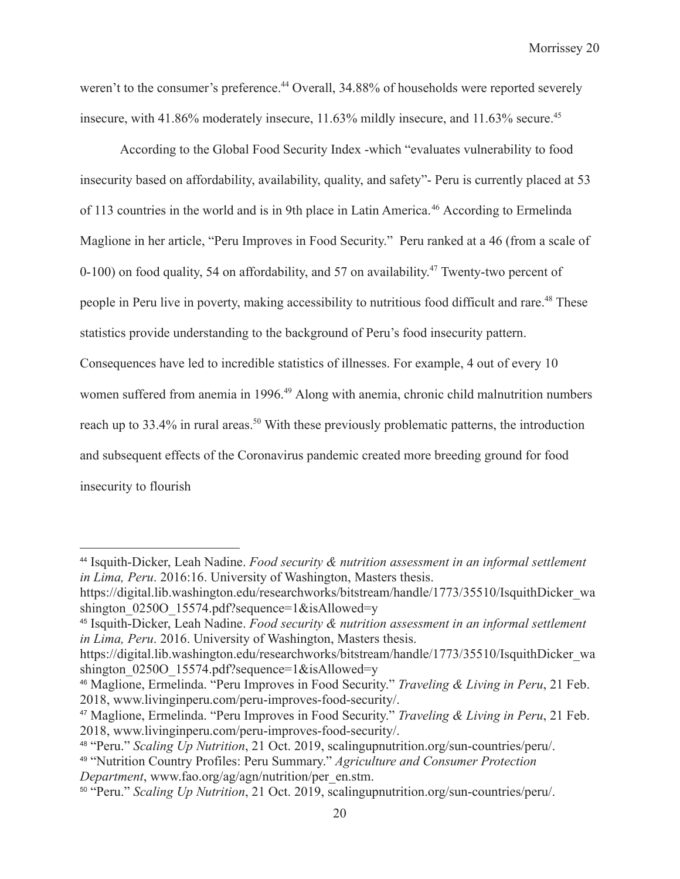weren't to the consumer's preference.[44] Overall, 34.88% of households were reported severely insecure, with 41.86% moderately insecure, 11.63% mildly insecure, and 11.63% secure.[45]

According to the Global Food Security Index -which "evaluates vulnerability to food insecurity based on affordability, availability, quality, and safety"- Peru is currently placed at 53 of 113 countries in the world and is in 9th place in Latin America.[46] According to Ermelinda Maglione in her article, "Peru Improves in Food Security." Peru ranked at a 46 (from a scale of 0-100) on food quality, 54 on affordability, and 57 on availability.[47] Twenty-two percent of people in Peru live in poverty, making accessibility to nutritious food difficult and rare.[48] These statistics provide understanding to the background of Peru's food insecurity pattern. Consequences have led to incredible statistics of illnesses. For example, 4 out of every 10 women suffered from anemia in 1996.[49] Along with anemia, chronic child malnutrition numbers reach up to 33.4% in rural areas.[50] With these previously problematic patterns, the introduction and subsequent effects of the Coronavirus pandemic created more breeding ground for food insecurity to flourish

---

[44] Isquith-Dicker, Leah Nadine. *Food security & nutrition assessment in an informal settlement in Lima, Peru*. 2016:16. University of Washington, Masters thesis. https://digital.lib.washington.edu/researchworks/bitstream/handle/1773/35510/IsquithDicker_washington_0250O_15574.pdf?sequence=1&isAllowed=y

[45] Isquith-Dicker, Leah Nadine. *Food security & nutrition assessment in an informal settlement in Lima, Peru*. 2016. University of Washington, Masters thesis. https://digital.lib.washington.edu/researchworks/bitstream/handle/1773/35510/IsquithDicker_washington_0250O_15574.pdf?sequence=1&isAllowed=y

[46] Maglione, Ermelinda. "Peru Improves in Food Security." *Traveling & Living in Peru*, 21 Feb. 2018, www.livinginperu.com/peru-improves-food-security/.

[47] Maglione, Ermelinda. "Peru Improves in Food Security." *Traveling & Living in Peru*, 21 Feb. 2018, www.livinginperu.com/peru-improves-food-security/.

[48] "Peru." *Scaling Up Nutrition*, 21 Oct. 2019, scalingupnutrition.org/sun-countries/peru/.

[49] "Nutrition Country Profiles: Peru Summary." *Agriculture and Consumer Protection Department*, www.fao.org/ag/agn/nutrition/per_en.stm.

[50] "Peru." *Scaling Up Nutrition*, 21 Oct. 2019, scalingupnutrition.org/sun-countries/peru/.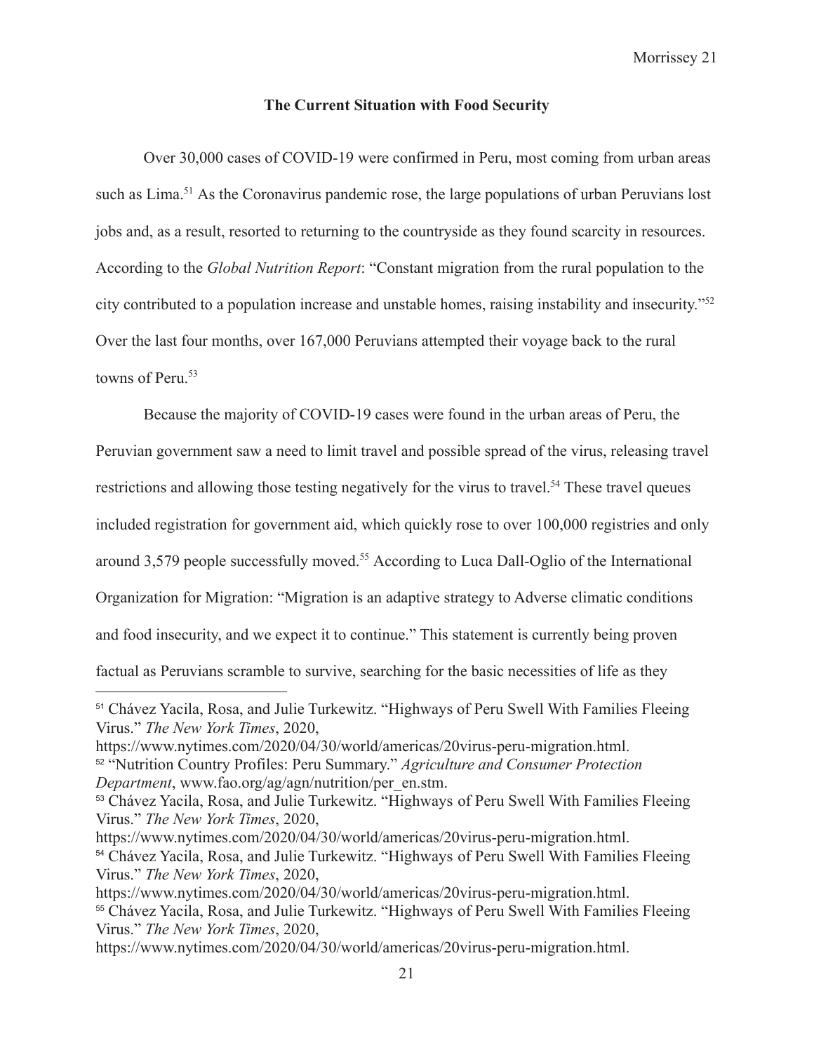## The Current Situation with Food Security

Over 30,000 cases of COVID-19 were confirmed in Peru, most coming from urban areas such as Lima.[51] As the Coronavirus pandemic rose, the large populations of urban Peruvians lost jobs and, as a result, resorted to returning to the countryside as they found scarcity in resources. According to the *Global Nutrition Report*: "Constant migration from the rural population to the city contributed to a population increase and unstable homes, raising instability and insecurity."[52] Over the last four months, over 167,000 Peruvians attempted their voyage back to the rural towns of Peru.[53]

Because the majority of COVID-19 cases were found in the urban areas of Peru, the Peruvian government saw a need to limit travel and possible spread of the virus, releasing travel restrictions and allowing those testing negatively for the virus to travel.[54] These travel queues included registration for government aid, which quickly rose to over 100,000 registries and only around 3,579 people successfully moved.[55] According to Luca Dall-Oglio of the International Organization for Migration: "Migration is an adaptive strategy to Adverse climatic conditions and food insecurity, and we expect it to continue." This statement is currently being proven factual as Peruvians scramble to survive, searching for the basic necessities of life as they

---

[51] Chávez Yacila, Rosa, and Julie Turkewitz. "Highways of Peru Swell With Families Fleeing Virus." *The New York Times*, 2020, https://www.nytimes.com/2020/04/30/world/americas/20virus-peru-migration.html.

[52] "Nutrition Country Profiles: Peru Summary." *Agriculture and Consumer Protection Department*, www.fao.org/ag/agn/nutrition/per_en.stm.

[53] Chávez Yacila, Rosa, and Julie Turkewitz. "Highways of Peru Swell With Families Fleeing Virus." *The New York Times*, 2020, https://www.nytimes.com/2020/04/30/world/americas/20virus-peru-migration.html.

[54] Chávez Yacila, Rosa, and Julie Turkewitz. "Highways of Peru Swell With Families Fleeing Virus." *The New York Times*, 2020, https://www.nytimes.com/2020/04/30/world/americas/20virus-peru-migration.html.

[55] Chávez Yacila, Rosa, and Julie Turkewitz. "Highways of Peru Swell With Families Fleeing Virus." *The New York Times*, 2020, https://www.nytimes.com/2020/04/30/world/americas/20virus-peru-migration.html.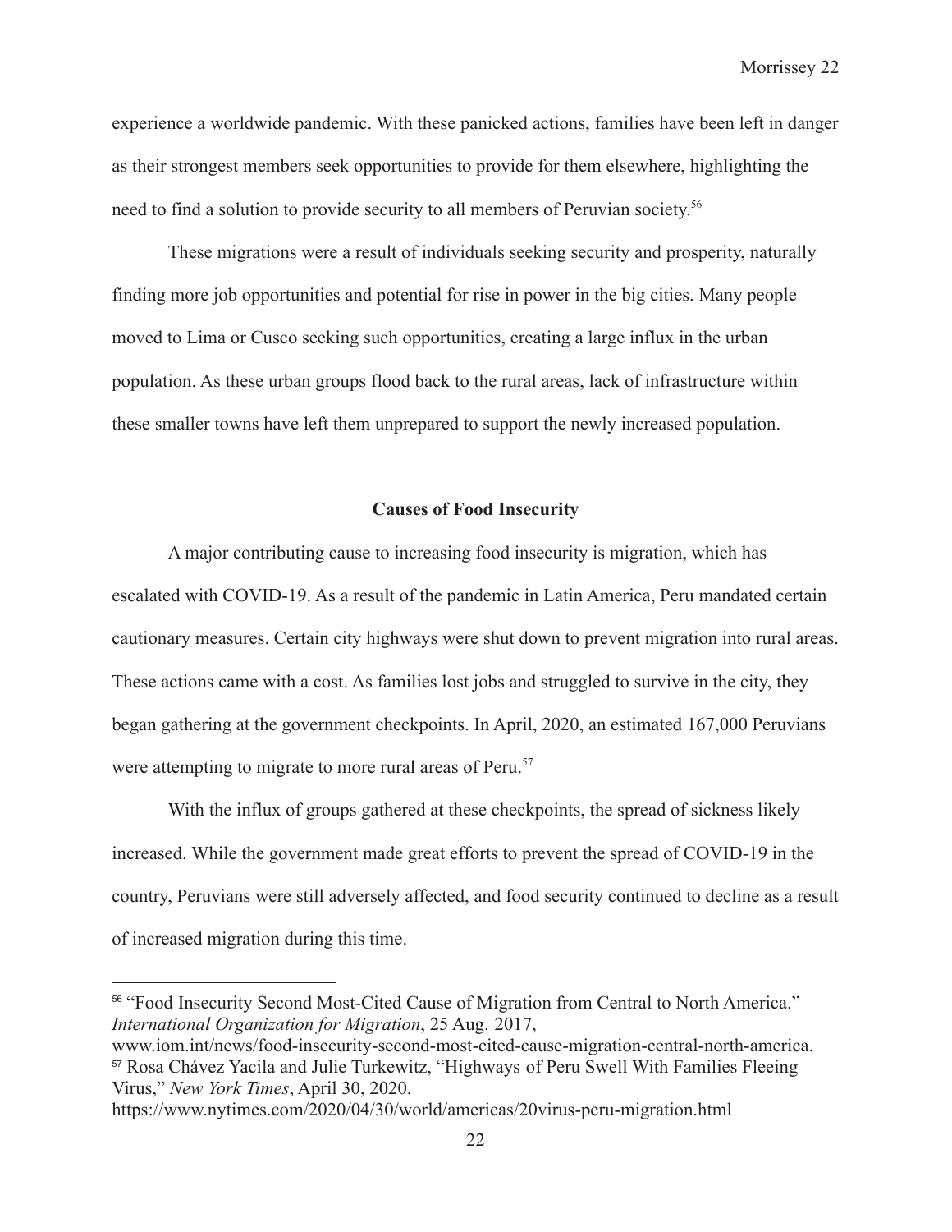experience a worldwide pandemic. With these panicked actions, families have been left in danger as their strongest members seek opportunities to provide for them elsewhere, highlighting the need to find a solution to provide security to all members of Peruvian society.[56]

These migrations were a result of individuals seeking security and prosperity, naturally finding more job opportunities and potential for rise in power in the big cities. Many people moved to Lima or Cusco seeking such opportunities, creating a large influx in the urban population. As these urban groups flood back to the rural areas, lack of infrastructure within these smaller towns have left them unprepared to support the newly increased population.

## Causes of Food Insecurity

A major contributing cause to increasing food insecurity is migration, which has escalated with COVID-19. As a result of the pandemic in Latin America, Peru mandated certain cautionary measures. Certain city highways were shut down to prevent migration into rural areas. These actions came with a cost. As families lost jobs and struggled to survive in the city, they began gathering at the government checkpoints. In April, 2020, an estimated 167,000 Peruvians were attempting to migrate to more rural areas of Peru.[57]

With the influx of groups gathered at these checkpoints, the spread of sickness likely increased. While the government made great efforts to prevent the spread of COVID-19 in the country, Peruvians were still adversely affected, and food security continued to decline as a result of increased migration during this time.

---

[56] "Food Insecurity Second Most-Cited Cause of Migration from Central to North America." *International Organization for Migration*, 25 Aug. 2017, www.iom.int/news/food-insecurity-second-most-cited-cause-migration-central-north-america.

[57] Rosa Chávez Yacila and Julie Turkewitz, "Highways of Peru Swell With Families Fleeing Virus," *New York Times*, April 30, 2020. https://www.nytimes.com/2020/04/30/world/americas/20virus-peru-migration.html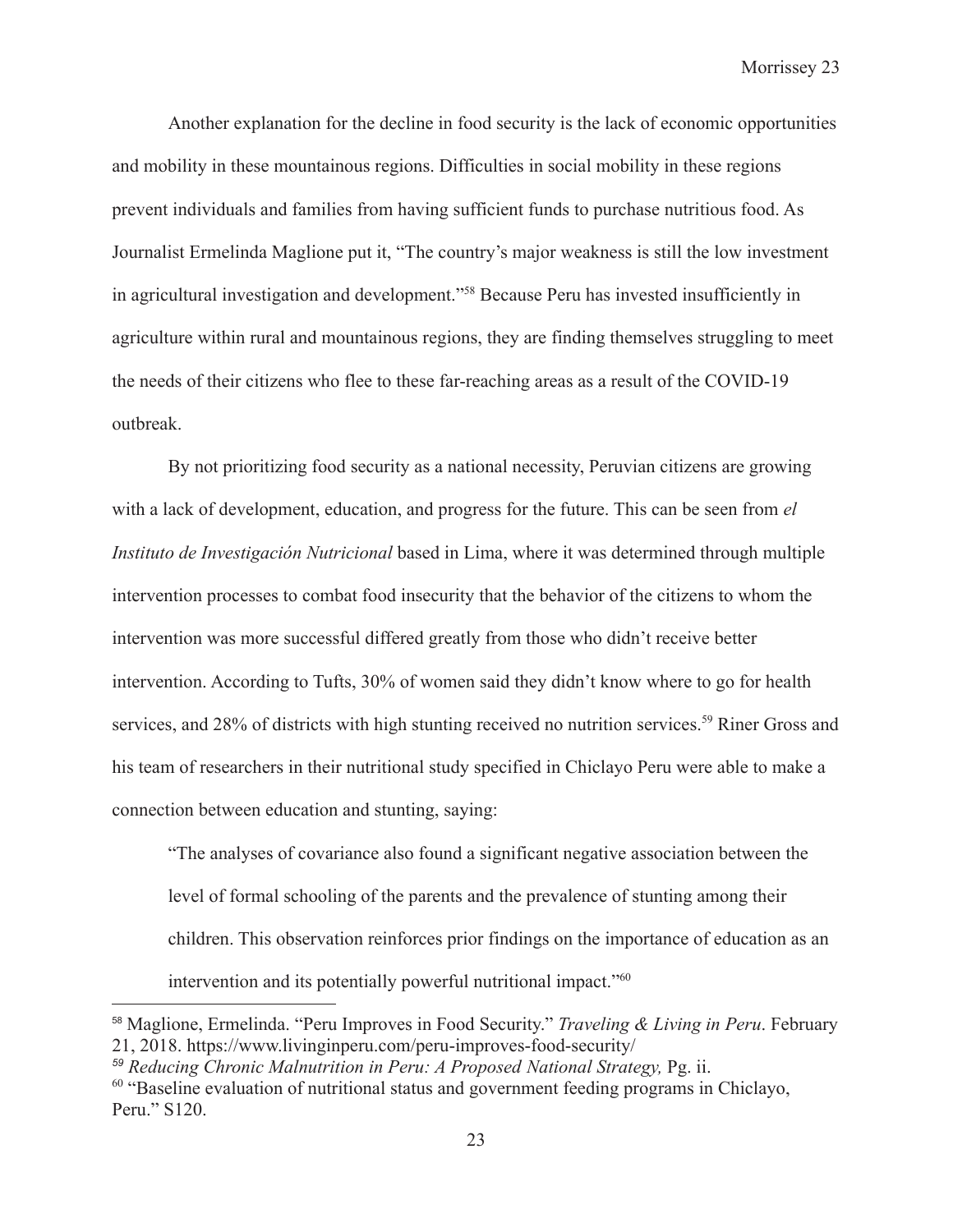Another explanation for the decline in food security is the lack of economic opportunities and mobility in these mountainous regions. Difficulties in social mobility in these regions prevent individuals and families from having sufficient funds to purchase nutritious food. As Journalist Ermelinda Maglione put it, "The country's major weakness is still the low investment in agricultural investigation and development."[58] Because Peru has invested insufficiently in agriculture within rural and mountainous regions, they are finding themselves struggling to meet the needs of their citizens who flee to these far-reaching areas as a result of the COVID-19 outbreak.

By not prioritizing food security as a national necessity, Peruvian citizens are growing with a lack of development, education, and progress for the future. This can be seen from *el Instituto de Investigación Nutricional* based in Lima, where it was determined through multiple intervention processes to combat food insecurity that the behavior of the citizens to whom the intervention was more successful differed greatly from those who didn't receive better intervention. According to Tufts, 30% of women said they didn't know where to go for health services, and 28% of districts with high stunting received no nutrition services.[59] Riner Gross and his team of researchers in their nutritional study specified in Chiclayo Peru were able to make a connection between education and stunting, saying:

> "The analyses of covariance also found a significant negative association between the level of formal schooling of the parents and the prevalence of stunting among their children. This observation reinforces prior findings on the importance of education as an intervention and its potentially powerful nutritional impact."[60]

---

[58] Maglione, Ermelinda. "Peru Improves in Food Security." *Traveling & Living in Peru*. February 21, 2018. https://www.livinginperu.com/peru-improves-food-security/

[59] *Reducing Chronic Malnutrition in Peru: A Proposed National Strategy,* Pg. ii.

[60] "Baseline evaluation of nutritional status and government feeding programs in Chiclayo, Peru." S120.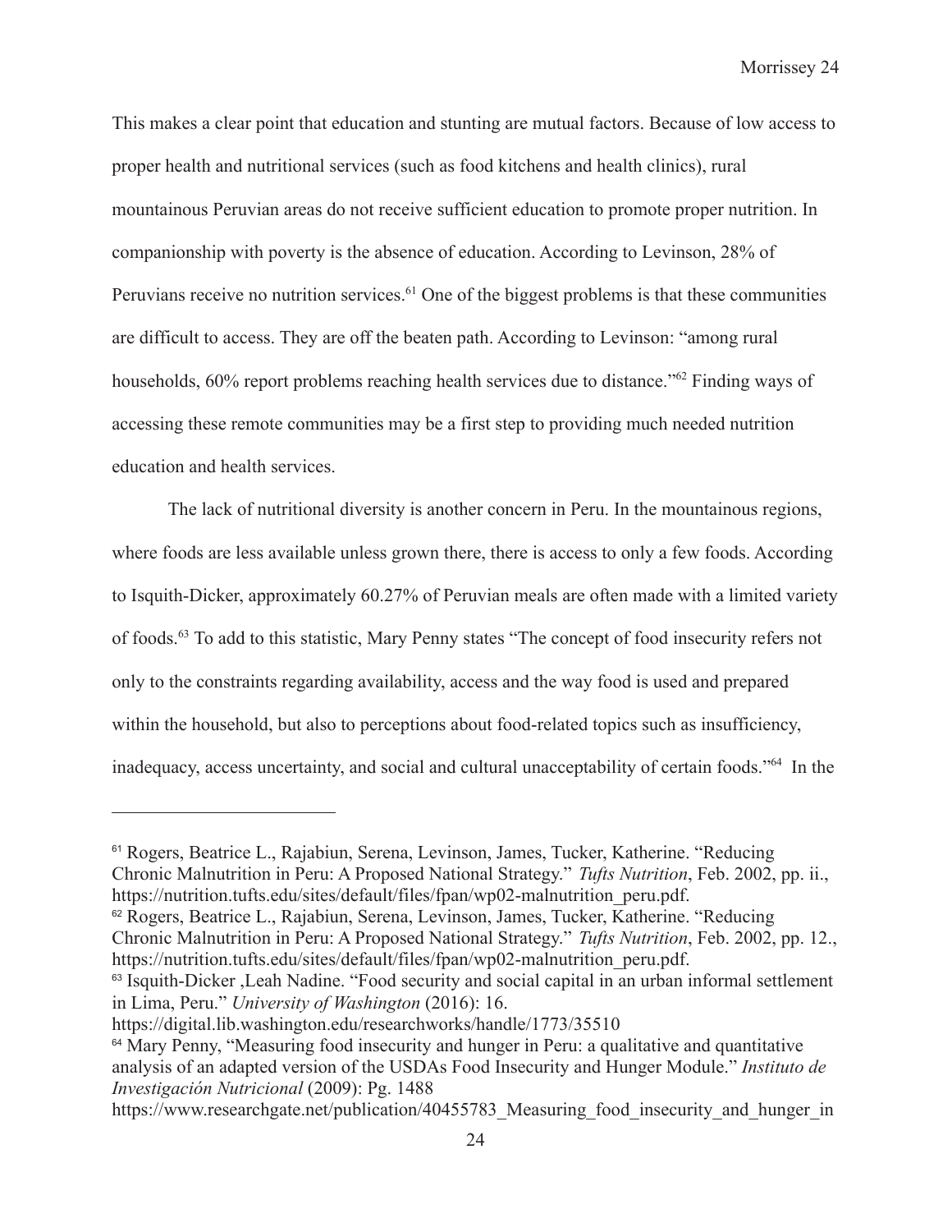This makes a clear point that education and stunting are mutual factors. Because of low access to proper health and nutritional services (such as food kitchens and health clinics), rural mountainous Peruvian areas do not receive sufficient education to promote proper nutrition. In companionship with poverty is the absence of education. According to Levinson, 28% of Peruvians receive no nutrition services.[61] One of the biggest problems is that these communities are difficult to access. They are off the beaten path. According to Levinson: "among rural households, 60% report problems reaching health services due to distance."[62] Finding ways of accessing these remote communities may be a first step to providing much needed nutrition education and health services.

The lack of nutritional diversity is another concern in Peru. In the mountainous regions, where foods are less available unless grown there, there is access to only a few foods. According to Isquith-Dicker, approximately 60.27% of Peruvian meals are often made with a limited variety of foods.[63] To add to this statistic, Mary Penny states "The concept of food insecurity refers not only to the constraints regarding availability, access and the way food is used and prepared within the household, but also to perceptions about food-related topics such as insufficiency, inadequacy, access uncertainty, and social and cultural unacceptability of certain foods."[64] In the

---

[61] Rogers, Beatrice L., Rajabiun, Serena, Levinson, James, Tucker, Katherine. "Reducing Chronic Malnutrition in Peru: A Proposed National Strategy." *Tufts Nutrition*, Feb. 2002, pp. ii., https://nutrition.tufts.edu/sites/default/files/fpan/wp02-malnutrition_peru.pdf.

[62] Rogers, Beatrice L., Rajabiun, Serena, Levinson, James, Tucker, Katherine. "Reducing Chronic Malnutrition in Peru: A Proposed National Strategy." *Tufts Nutrition*, Feb. 2002, pp. 12., https://nutrition.tufts.edu/sites/default/files/fpan/wp02-malnutrition_peru.pdf.

[63] Isquith-Dicker ,Leah Nadine. "Food security and social capital in an urban informal settlement in Lima, Peru." *University of Washington* (2016): 16. https://digital.lib.washington.edu/researchworks/handle/1773/35510

[64] Mary Penny, "Measuring food insecurity and hunger in Peru: a qualitative and quantitative analysis of an adapted version of the USDAs Food Insecurity and Hunger Module." *Instituto de Investigación Nutricional* (2009): Pg. 1488 https://www.researchgate.net/publication/40455783_Measuring_food_insecurity_and_hunger_in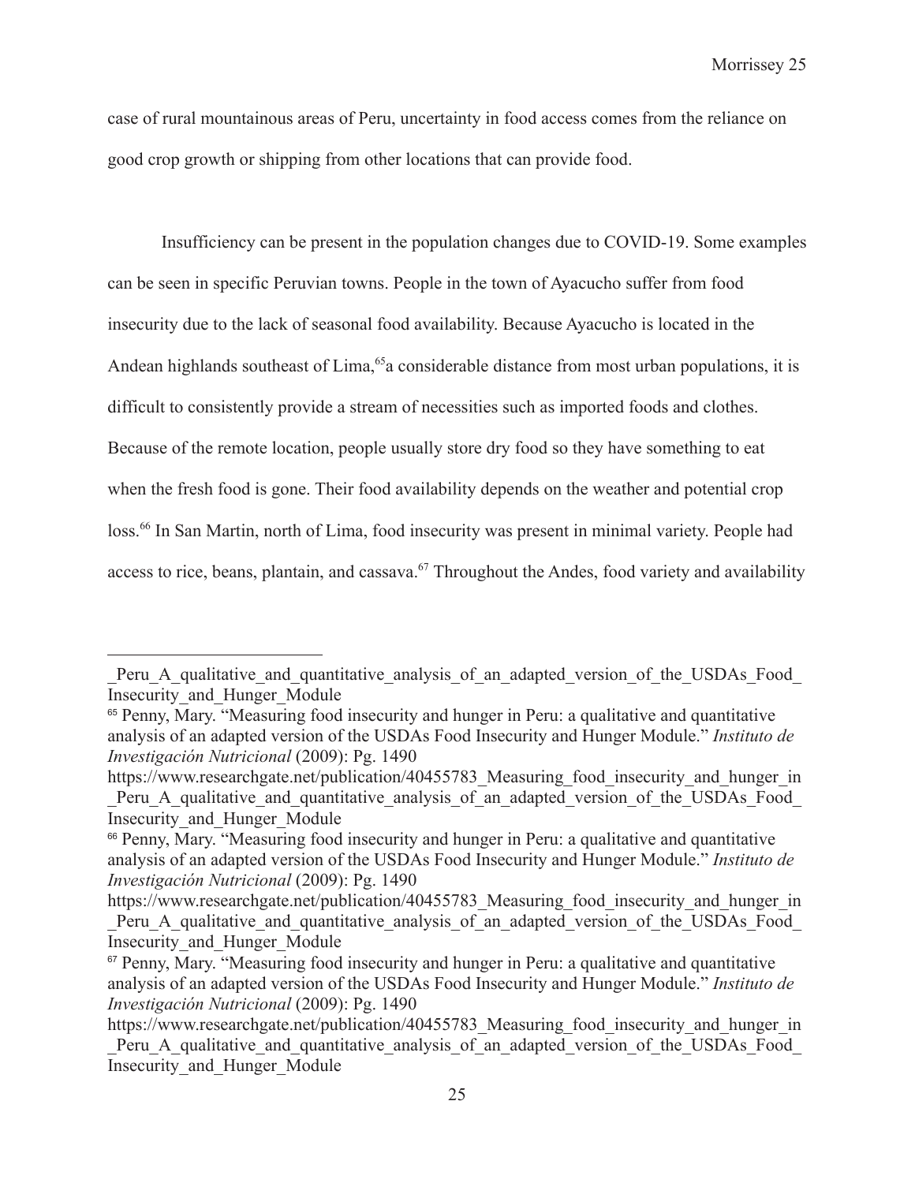case of rural mountainous areas of Peru, uncertainty in food access comes from the reliance on good crop growth or shipping from other locations that can provide food.

Insufficiency can be present in the population changes due to COVID-19. Some examples can be seen in specific Peruvian towns. People in the town of Ayacucho suffer from food insecurity due to the lack of seasonal food availability. Because Ayacucho is located in the Andean highlands southeast of Lima,[65]a considerable distance from most urban populations, it is difficult to consistently provide a stream of necessities such as imported foods and clothes. Because of the remote location, people usually store dry food so they have something to eat when the fresh food is gone. Their food availability depends on the weather and potential crop loss.[66] In San Martin, north of Lima, food insecurity was present in minimal variety. People had access to rice, beans, plantain, and cassava.[67] Throughout the Andes, food variety and availability

---

_Peru_A_qualitative_and_quantitative_analysis_of_an_adapted_version_of_the_USDAs_Food_Insecurity_and_Hunger_Module

[65] Penny, Mary. "Measuring food insecurity and hunger in Peru: a qualitative and quantitative analysis of an adapted version of the USDAs Food Insecurity and Hunger Module." *Instituto de Investigación Nutricional* (2009): Pg. 1490 https://www.researchgate.net/publication/40455783_Measuring_food_insecurity_and_hunger_in_Peru_A_qualitative_and_quantitative_analysis_of_an_adapted_version_of_the_USDAs_Food_Insecurity_and_Hunger_Module

[66] Penny, Mary. "Measuring food insecurity and hunger in Peru: a qualitative and quantitative analysis of an adapted version of the USDAs Food Insecurity and Hunger Module." *Instituto de Investigación Nutricional* (2009): Pg. 1490 https://www.researchgate.net/publication/40455783_Measuring_food_insecurity_and_hunger_in_Peru_A_qualitative_and_quantitative_analysis_of_an_adapted_version_of_the_USDAs_Food_Insecurity_and_Hunger_Module

[67] Penny, Mary. "Measuring food insecurity and hunger in Peru: a qualitative and quantitative analysis of an adapted version of the USDAs Food Insecurity and Hunger Module." *Instituto de Investigación Nutricional* (2009): Pg. 1490 https://www.researchgate.net/publication/40455783_Measuring_food_insecurity_and_hunger_in_Peru_A_qualitative_and_quantitative_analysis_of_an_adapted_version_of_the_USDAs_Food_Insecurity_and_Hunger_Module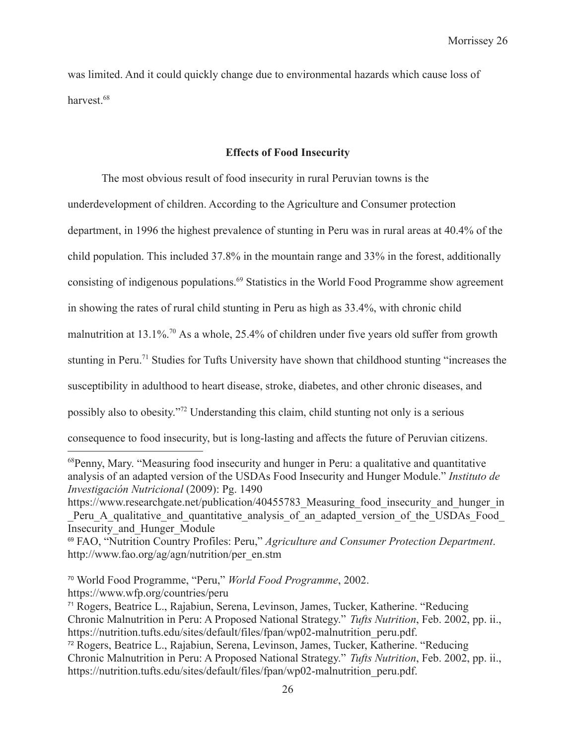was limited. And it could quickly change due to environmental hazards which cause loss of harvest.[68]

## Effects of Food Insecurity

The most obvious result of food insecurity in rural Peruvian towns is the underdevelopment of children. According to the Agriculture and Consumer protection department, in 1996 the highest prevalence of stunting in Peru was in rural areas at 40.4% of the child population. This included 37.8% in the mountain range and 33% in the forest, additionally consisting of indigenous populations.[69] Statistics in the World Food Programme show agreement in showing the rates of rural child stunting in Peru as high as 33.4%, with chronic child malnutrition at 13.1%.[70] As a whole, 25.4% of children under five years old suffer from growth stunting in Peru.[71] Studies for Tufts University have shown that childhood stunting "increases the susceptibility in adulthood to heart disease, stroke, diabetes, and other chronic diseases, and possibly also to obesity."[72] Understanding this claim, child stunting not only is a serious consequence to food insecurity, but is long-lasting and affects the future of Peruvian citizens.

---

[68]Penny, Mary. "Measuring food insecurity and hunger in Peru: a qualitative and quantitative analysis of an adapted version of the USDAs Food Insecurity and Hunger Module." *Instituto de Investigación Nutricional* (2009): Pg. 1490 https://www.researchgate.net/publication/40455783_Measuring_food_insecurity_and_hunger_in_Peru_A_qualitative_and_quantitative_analysis_of_an_adapted_version_of_the_USDAs_Food_Insecurity_and_Hunger_Module

[69] FAO, "Nutrition Country Profiles: Peru," *Agriculture and Consumer Protection Department*. http://www.fao.org/ag/agn/nutrition/per_en.stm

[70] World Food Programme, "Peru," *World Food Programme*, 2002. https://www.wfp.org/countries/peru

[71] Rogers, Beatrice L., Rajabiun, Serena, Levinson, James, Tucker, Katherine. "Reducing Chronic Malnutrition in Peru: A Proposed National Strategy." *Tufts Nutrition*, Feb. 2002, pp. ii., https://nutrition.tufts.edu/sites/default/files/fpan/wp02-malnutrition_peru.pdf.

[72] Rogers, Beatrice L., Rajabiun, Serena, Levinson, James, Tucker, Katherine. "Reducing Chronic Malnutrition in Peru: A Proposed National Strategy." *Tufts Nutrition*, Feb. 2002, pp. ii., https://nutrition.tufts.edu/sites/default/files/fpan/wp02-malnutrition_peru.pdf.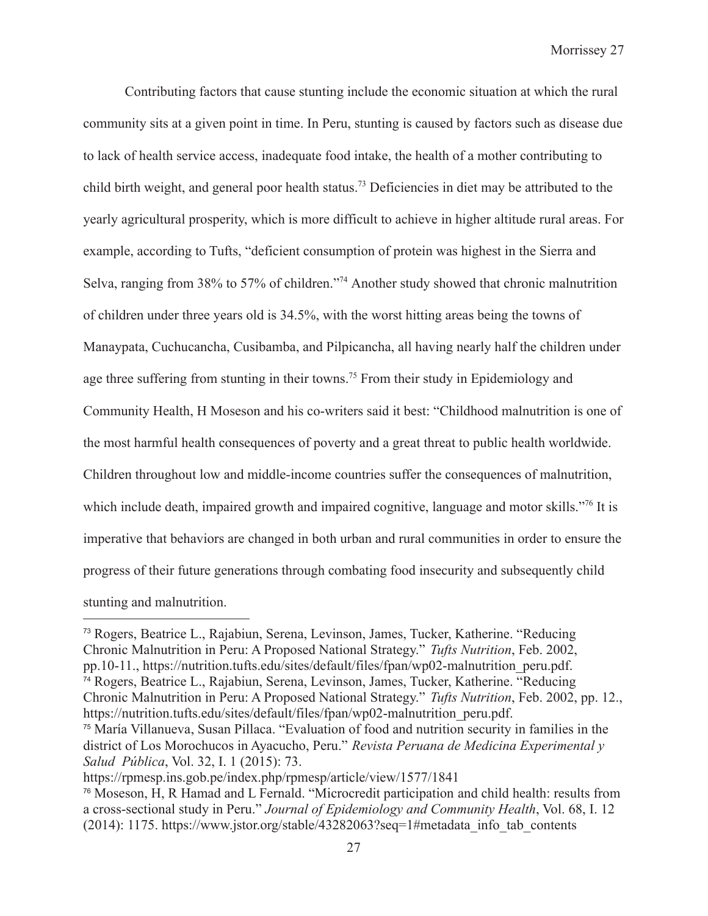Contributing factors that cause stunting include the economic situation at which the rural community sits at a given point in time. In Peru, stunting is caused by factors such as disease due to lack of health service access, inadequate food intake, the health of a mother contributing to child birth weight, and general poor health status.[73] Deficiencies in diet may be attributed to the yearly agricultural prosperity, which is more difficult to achieve in higher altitude rural areas. For example, according to Tufts, "deficient consumption of protein was highest in the Sierra and Selva, ranging from 38% to 57% of children."[74] Another study showed that chronic malnutrition of children under three years old is 34.5%, with the worst hitting areas being the towns of Manaypata, Cuchucancha, Cusibamba, and Pilpicancha, all having nearly half the children under age three suffering from stunting in their towns.[75] From their study in Epidemiology and Community Health, H Moseson and his co-writers said it best: "Childhood malnutrition is one of the most harmful health consequences of poverty and a great threat to public health worldwide. Children throughout low and middle-income countries suffer the consequences of malnutrition, which include death, impaired growth and impaired cognitive, language and motor skills."[76] It is imperative that behaviors are changed in both urban and rural communities in order to ensure the progress of their future generations through combating food insecurity and subsequently child stunting and malnutrition.

---

[73] Rogers, Beatrice L., Rajabiun, Serena, Levinson, James, Tucker, Katherine. "Reducing Chronic Malnutrition in Peru: A Proposed National Strategy." *Tufts Nutrition*, Feb. 2002, pp.10-11., https://nutrition.tufts.edu/sites/default/files/fpan/wp02-malnutrition_peru.pdf.

[74] Rogers, Beatrice L., Rajabiun, Serena, Levinson, James, Tucker, Katherine. "Reducing Chronic Malnutrition in Peru: A Proposed National Strategy." *Tufts Nutrition*, Feb. 2002, pp. 12., https://nutrition.tufts.edu/sites/default/files/fpan/wp02-malnutrition_peru.pdf.

[75] María Villanueva, Susan Pillaca. "Evaluation of food and nutrition security in families in the district of Los Morochucos in Ayacucho, Peru." *Revista Peruana de Medicina Experimental y Salud Pública*, Vol. 32, I. 1 (2015): 73. https://rpmesp.ins.gob.pe/index.php/rpmesp/article/view/1577/1841

[76] Moseson, H, R Hamad and L Fernald. "Microcredit participation and child health: results from a cross-sectional study in Peru." *Journal of Epidemiology and Community Health*, Vol. 68, I. 12 (2014): 1175. https://www.jstor.org/stable/43282063?seq=1#metadata_info_tab_contents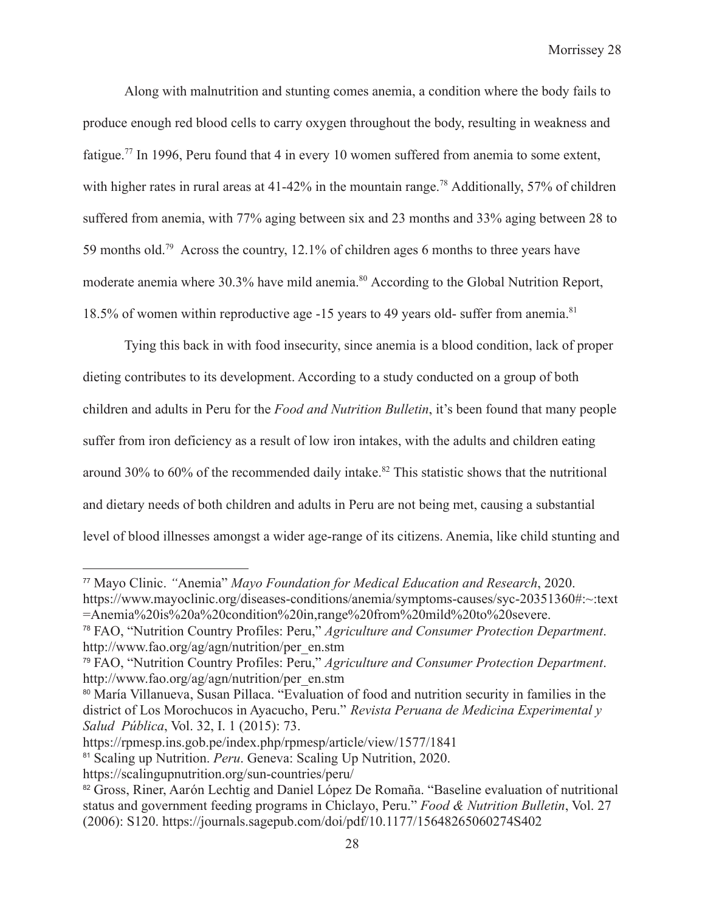Along with malnutrition and stunting comes anemia, a condition where the body fails to produce enough red blood cells to carry oxygen throughout the body, resulting in weakness and fatigue.[77] In 1996, Peru found that 4 in every 10 women suffered from anemia to some extent, with higher rates in rural areas at 41-42% in the mountain range.[78] Additionally, 57% of children suffered from anemia, with 77% aging between six and 23 months and 33% aging between 28 to 59 months old.[79] Across the country, 12.1% of children ages 6 months to three years have moderate anemia where 30.3% have mild anemia.[80] According to the Global Nutrition Report, 18.5% of women within reproductive age -15 years to 49 years old- suffer from anemia.[81]

Tying this back in with food insecurity, since anemia is a blood condition, lack of proper dieting contributes to its development. According to a study conducted on a group of both children and adults in Peru for the *Food and Nutrition Bulletin*, it's been found that many people suffer from iron deficiency as a result of low iron intakes, with the adults and children eating around 30% to 60% of the recommended daily intake.[82] This statistic shows that the nutritional and dietary needs of both children and adults in Peru are not being met, causing a substantial level of blood illnesses amongst a wider age-range of its citizens. Anemia, like child stunting and

---

[77] Mayo Clinic. *"*Anemia" *Mayo Foundation for Medical Education and Research*, 2020. https://www.mayoclinic.org/diseases-conditions/anemia/symptoms-causes/syc-20351360#:~:text=Anemia%20is%20a%20condition%20in,range%20from%20mild%20to%20severe.

[78] FAO, "Nutrition Country Profiles: Peru," *Agriculture and Consumer Protection Department*. http://www.fao.org/ag/agn/nutrition/per_en.stm

[79] FAO, "Nutrition Country Profiles: Peru," *Agriculture and Consumer Protection Department*. http://www.fao.org/ag/agn/nutrition/per_en.stm

[80] María Villanueva, Susan Pillaca. "Evaluation of food and nutrition security in families in the district of Los Morochucos in Ayacucho, Peru." *Revista Peruana de Medicina Experimental y Salud Pública*, Vol. 32, I. 1 (2015): 73. https://rpmesp.ins.gob.pe/index.php/rpmesp/article/view/1577/1841

[81] Scaling up Nutrition. *Peru*. Geneva: Scaling Up Nutrition, 2020. https://scalingupnutrition.org/sun-countries/peru/

[82] Gross, Riner, Aarón Lechtig and Daniel López De Romaña. "Baseline evaluation of nutritional status and government feeding programs in Chiclayo, Peru." *Food & Nutrition Bulletin*, Vol. 27 (2006): S120. https://journals.sagepub.com/doi/pdf/10.1177/15648265060274S402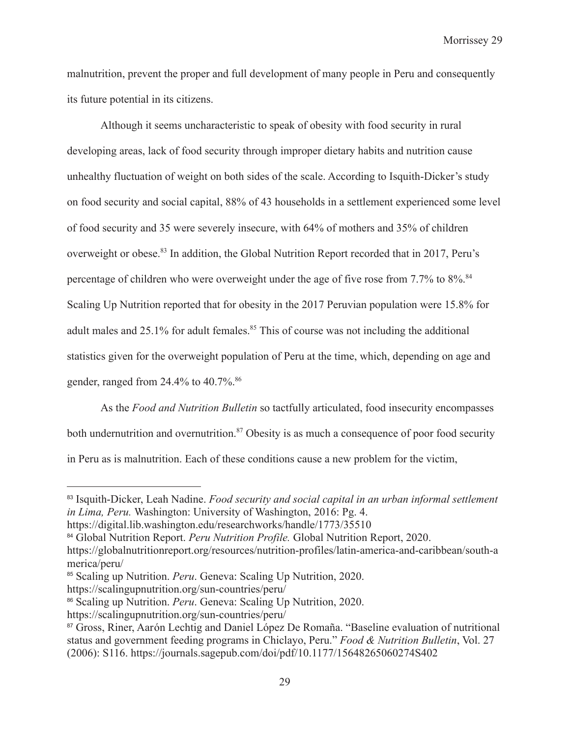malnutrition, prevent the proper and full development of many people in Peru and consequently its future potential in its citizens.

Although it seems uncharacteristic to speak of obesity with food security in rural developing areas, lack of food security through improper dietary habits and nutrition cause unhealthy fluctuation of weight on both sides of the scale. According to Isquith-Dicker's study on food security and social capital, 88% of 43 households in a settlement experienced some level of food security and 35 were severely insecure, with 64% of mothers and 35% of children overweight or obese.[83] In addition, the Global Nutrition Report recorded that in 2017, Peru's percentage of children who were overweight under the age of five rose from 7.7% to 8%.[84] Scaling Up Nutrition reported that for obesity in the 2017 Peruvian population were 15.8% for adult males and 25.1% for adult females.[85] This of course was not including the additional statistics given for the overweight population of Peru at the time, which, depending on age and gender, ranged from 24.4% to 40.7%.[86]

As the *Food and Nutrition Bulletin* so tactfully articulated, food insecurity encompasses both undernutrition and overnutrition.[87] Obesity is as much a consequence of poor food security in Peru as is malnutrition. Each of these conditions cause a new problem for the victim,

---

[83] Isquith-Dicker, Leah Nadine. *Food security and social capital in an urban informal settlement in Lima, Peru.* Washington: University of Washington, 2016: Pg. 4. https://digital.lib.washington.edu/researchworks/handle/1773/35510

[84] Global Nutrition Report. *Peru Nutrition Profile.* Global Nutrition Report, 2020. https://globalnutritionreport.org/resources/nutrition-profiles/latin-america-and-caribbean/south-america/peru/

[85] Scaling up Nutrition. *Peru*. Geneva: Scaling Up Nutrition, 2020. https://scalingupnutrition.org/sun-countries/peru/

[86] Scaling up Nutrition. *Peru*. Geneva: Scaling Up Nutrition, 2020. https://scalingupnutrition.org/sun-countries/peru/

[87] Gross, Riner, Aarón Lechtig and Daniel López De Romaña. "Baseline evaluation of nutritional status and government feeding programs in Chiclayo, Peru." *Food & Nutrition Bulletin*, Vol. 27 (2006): S116. https://journals.sagepub.com/doi/pdf/10.1177/15648265060274S402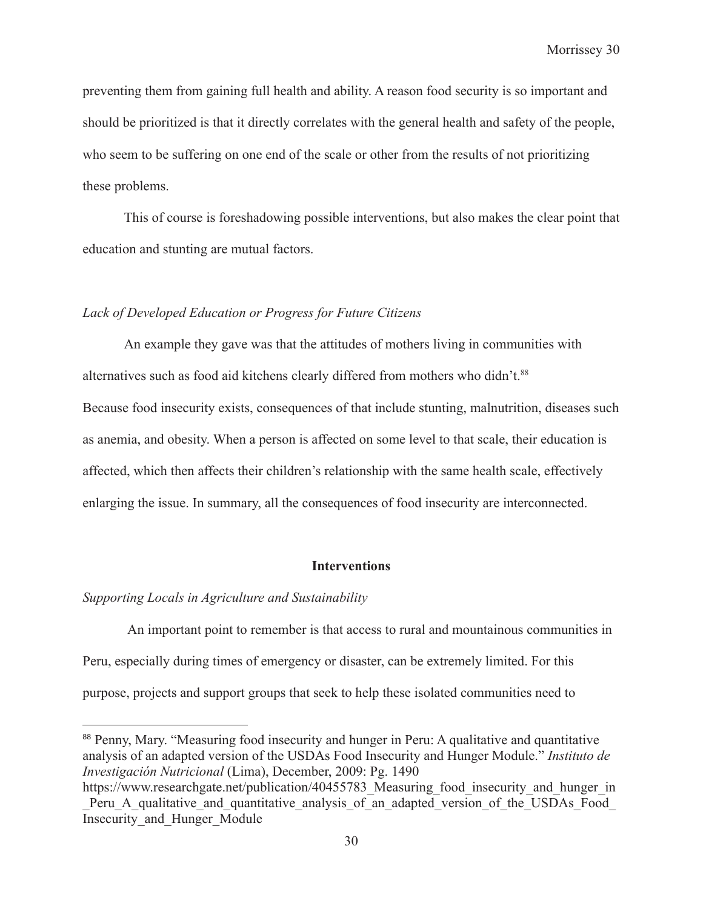preventing them from gaining full health and ability. A reason food security is so important and should be prioritized is that it directly correlates with the general health and safety of the people, who seem to be suffering on one end of the scale or other from the results of not prioritizing these problems.

This of course is foreshadowing possible interventions, but also makes the clear point that education and stunting are mutual factors.

*Lack of Developed Education or Progress for Future Citizens*

An example they gave was that the attitudes of mothers living in communities with alternatives such as food aid kitchens clearly differed from mothers who didn't.[88]

Because food insecurity exists, consequences of that include stunting, malnutrition, diseases such as anemia, and obesity. When a person is affected on some level to that scale, their education is affected, which then affects their children's relationship with the same health scale, effectively enlarging the issue. In summary, all the consequences of food insecurity are interconnected.

## Interventions

*Supporting Locals in Agriculture and Sustainability*

An important point to remember is that access to rural and mountainous communities in Peru, especially during times of emergency or disaster, can be extremely limited. For this purpose, projects and support groups that seek to help these isolated communities need to

---

[88] Penny, Mary. "Measuring food insecurity and hunger in Peru: A qualitative and quantitative analysis of an adapted version of the USDAs Food Insecurity and Hunger Module." *Instituto de Investigación Nutricional* (Lima), December, 2009: Pg. 1490
https://www.researchgate.net/publication/40455783_Measuring_food_insecurity_and_hunger_in_Peru_A_qualitative_and_quantitative_analysis_of_an_adapted_version_of_the_USDAs_Food_Insecurity_and_Hunger_Module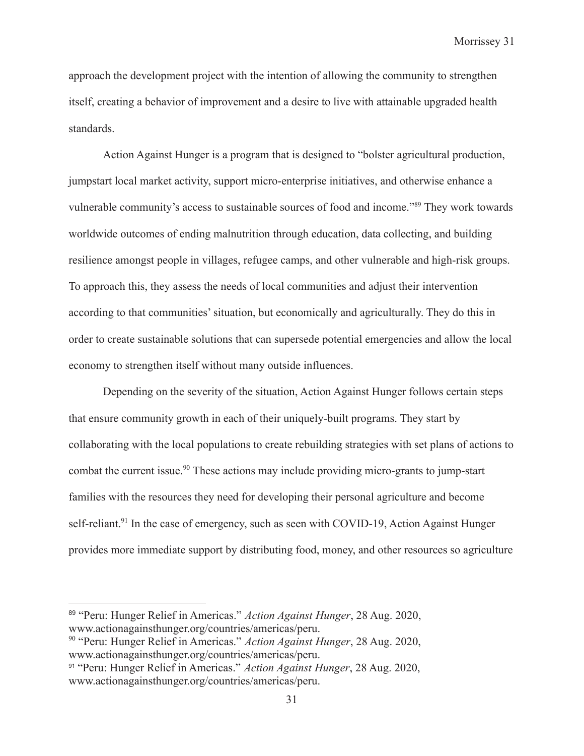approach the development project with the intention of allowing the community to strengthen itself, creating a behavior of improvement and a desire to live with attainable upgraded health standards.

Action Against Hunger is a program that is designed to "bolster agricultural production, jumpstart local market activity, support micro-enterprise initiatives, and otherwise enhance a vulnerable community's access to sustainable sources of food and income."[89] They work towards worldwide outcomes of ending malnutrition through education, data collecting, and building resilience amongst people in villages, refugee camps, and other vulnerable and high-risk groups. To approach this, they assess the needs of local communities and adjust their intervention according to that communities' situation, but economically and agriculturally. They do this in order to create sustainable solutions that can supersede potential emergencies and allow the local economy to strengthen itself without many outside influences.

Depending on the severity of the situation, Action Against Hunger follows certain steps that ensure community growth in each of their uniquely-built programs. They start by collaborating with the local populations to create rebuilding strategies with set plans of actions to combat the current issue.[90] These actions may include providing micro-grants to jump-start families with the resources they need for developing their personal agriculture and become self-reliant.[91] In the case of emergency, such as seen with COVID-19, Action Against Hunger provides more immediate support by distributing food, money, and other resources so agriculture

---

[89] "Peru: Hunger Relief in Americas." *Action Against Hunger*, 28 Aug. 2020, www.actionagainsthunger.org/countries/americas/peru.

[90] "Peru: Hunger Relief in Americas." *Action Against Hunger*, 28 Aug. 2020, www.actionagainsthunger.org/countries/americas/peru.

[91] "Peru: Hunger Relief in Americas." *Action Against Hunger*, 28 Aug. 2020, www.actionagainsthunger.org/countries/americas/peru.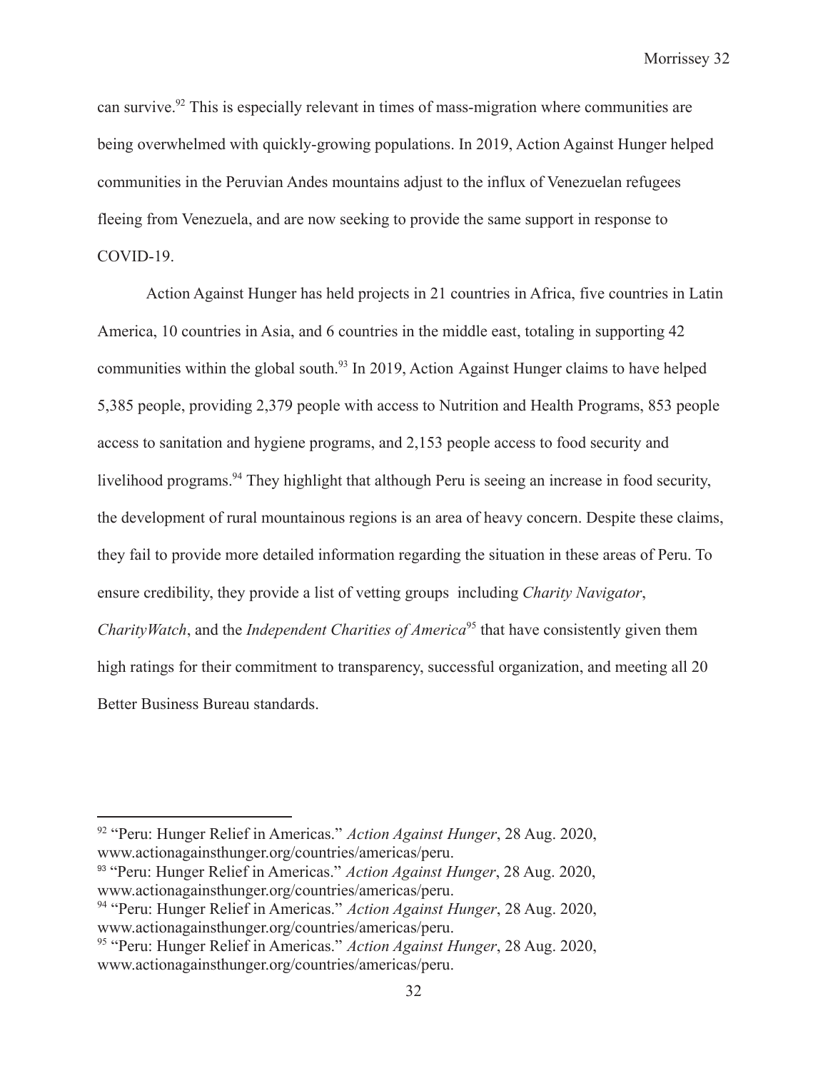can survive.[92] This is especially relevant in times of mass-migration where communities are being overwhelmed with quickly-growing populations. In 2019, Action Against Hunger helped communities in the Peruvian Andes mountains adjust to the influx of Venezuelan refugees fleeing from Venezuela, and are now seeking to provide the same support in response to COVID-19.

Action Against Hunger has held projects in 21 countries in Africa, five countries in Latin America, 10 countries in Asia, and 6 countries in the middle east, totaling in supporting 42 communities within the global south.[93] In 2019, Action Against Hunger claims to have helped 5,385 people, providing 2,379 people with access to Nutrition and Health Programs, 853 people access to sanitation and hygiene programs, and 2,153 people access to food security and livelihood programs.[94] They highlight that although Peru is seeing an increase in food security, the development of rural mountainous regions is an area of heavy concern. Despite these claims, they fail to provide more detailed information regarding the situation in these areas of Peru. To ensure credibility, they provide a list of vetting groups including *Charity Navigator*, *CharityWatch*, and the *Independent Charities of America*[95] that have consistently given them high ratings for their commitment to transparency, successful organization, and meeting all 20 Better Business Bureau standards.

---

[92] "Peru: Hunger Relief in Americas." *Action Against Hunger*, 28 Aug. 2020, www.actionagainsthunger.org/countries/americas/peru.

[93] "Peru: Hunger Relief in Americas." *Action Against Hunger*, 28 Aug. 2020, www.actionagainsthunger.org/countries/americas/peru.

[94] "Peru: Hunger Relief in Americas." *Action Against Hunger*, 28 Aug. 2020, www.actionagainsthunger.org/countries/americas/peru.

[95] "Peru: Hunger Relief in Americas." *Action Against Hunger*, 28 Aug. 2020, www.actionagainsthunger.org/countries/americas/peru.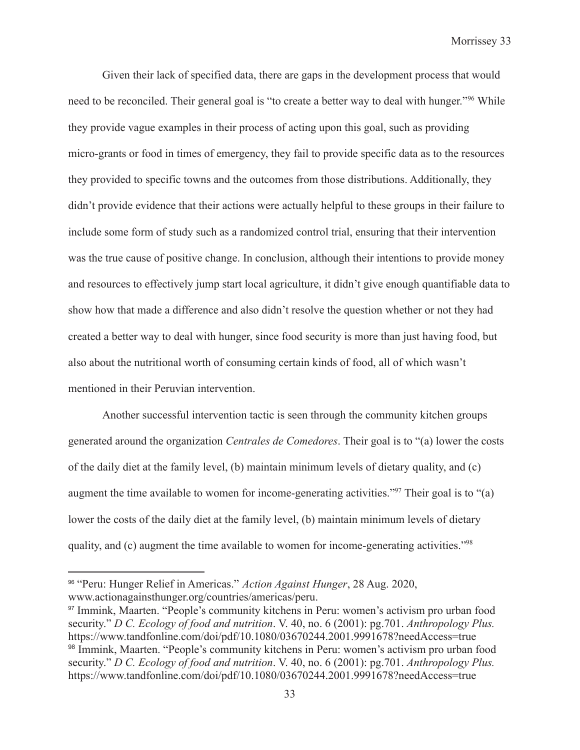Given their lack of specified data, there are gaps in the development process that would need to be reconciled. Their general goal is "to create a better way to deal with hunger."[96] While they provide vague examples in their process of acting upon this goal, such as providing micro-grants or food in times of emergency, they fail to provide specific data as to the resources they provided to specific towns and the outcomes from those distributions. Additionally, they didn't provide evidence that their actions were actually helpful to these groups in their failure to include some form of study such as a randomized control trial, ensuring that their intervention was the true cause of positive change. In conclusion, although their intentions to provide money and resources to effectively jump start local agriculture, it didn't give enough quantifiable data to show how that made a difference and also didn't resolve the question whether or not they had created a better way to deal with hunger, since food security is more than just having food, but also about the nutritional worth of consuming certain kinds of food, all of which wasn't mentioned in their Peruvian intervention.

Another successful intervention tactic is seen through the community kitchen groups generated around the organization *Centrales de Comedores*. Their goal is to "(a) lower the costs of the daily diet at the family level, (b) maintain minimum levels of dietary quality, and (c) augment the time available to women for income-generating activities."[97] Their goal is to "(a) lower the costs of the daily diet at the family level, (b) maintain minimum levels of dietary quality, and (c) augment the time available to women for income-generating activities."[98]

---

[96] "Peru: Hunger Relief in Americas." *Action Against Hunger*, 28 Aug. 2020, www.actionagainsthunger.org/countries/americas/peru.

[97] Immink, Maarten. "People's community kitchens in Peru: women's activism pro urban food security." *D C. Ecology of food and nutrition*. V. 40, no. 6 (2001): pg.701. *Anthropology Plus.* https://www.tandfonline.com/doi/pdf/10.1080/03670244.2001.9991678?needAccess=true

[98] Immink, Maarten. "People's community kitchens in Peru: women's activism pro urban food security." *D C. Ecology of food and nutrition*. V. 40, no. 6 (2001): pg.701. *Anthropology Plus.* https://www.tandfonline.com/doi/pdf/10.1080/03670244.2001.9991678?needAccess=true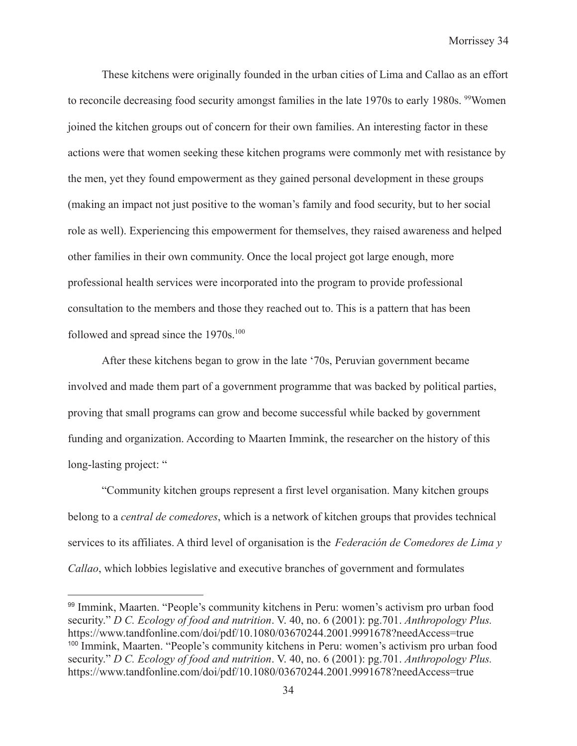These kitchens were originally founded in the urban cities of Lima and Callao as an effort to reconcile decreasing food security amongst families in the late 1970s to early 1980s. [99]Women joined the kitchen groups out of concern for their own families. An interesting factor in these actions were that women seeking these kitchen programs were commonly met with resistance by the men, yet they found empowerment as they gained personal development in these groups (making an impact not just positive to the woman's family and food security, but to her social role as well). Experiencing this empowerment for themselves, they raised awareness and helped other families in their own community. Once the local project got large enough, more professional health services were incorporated into the program to provide professional consultation to the members and those they reached out to. This is a pattern that has been followed and spread since the 1970s.[100]

After these kitchens began to grow in the late '70s, Peruvian government became involved and made them part of a government programme that was backed by political parties, proving that small programs can grow and become successful while backed by government funding and organization. According to Maarten Immink, the researcher on the history of this long-lasting project: "

"Community kitchen groups represent a first level organisation. Many kitchen groups belong to a *central de comedores*, which is a network of kitchen groups that provides technical services to its affiliates. A third level of organisation is the *Federación de Comedores de Lima y Callao*, which lobbies legislative and executive branches of government and formulates

---

[99] Immink, Maarten. "People's community kitchens in Peru: women's activism pro urban food security." *D C. Ecology of food and nutrition*. V. 40, no. 6 (2001): pg.701. *Anthropology Plus.* https://www.tandfonline.com/doi/pdf/10.1080/03670244.2001.9991678?needAccess=true

[100] Immink, Maarten. "People's community kitchens in Peru: women's activism pro urban food security." *D C. Ecology of food and nutrition*. V. 40, no. 6 (2001): pg.701. *Anthropology Plus.* https://www.tandfonline.com/doi/pdf/10.1080/03670244.2001.9991678?needAccess=true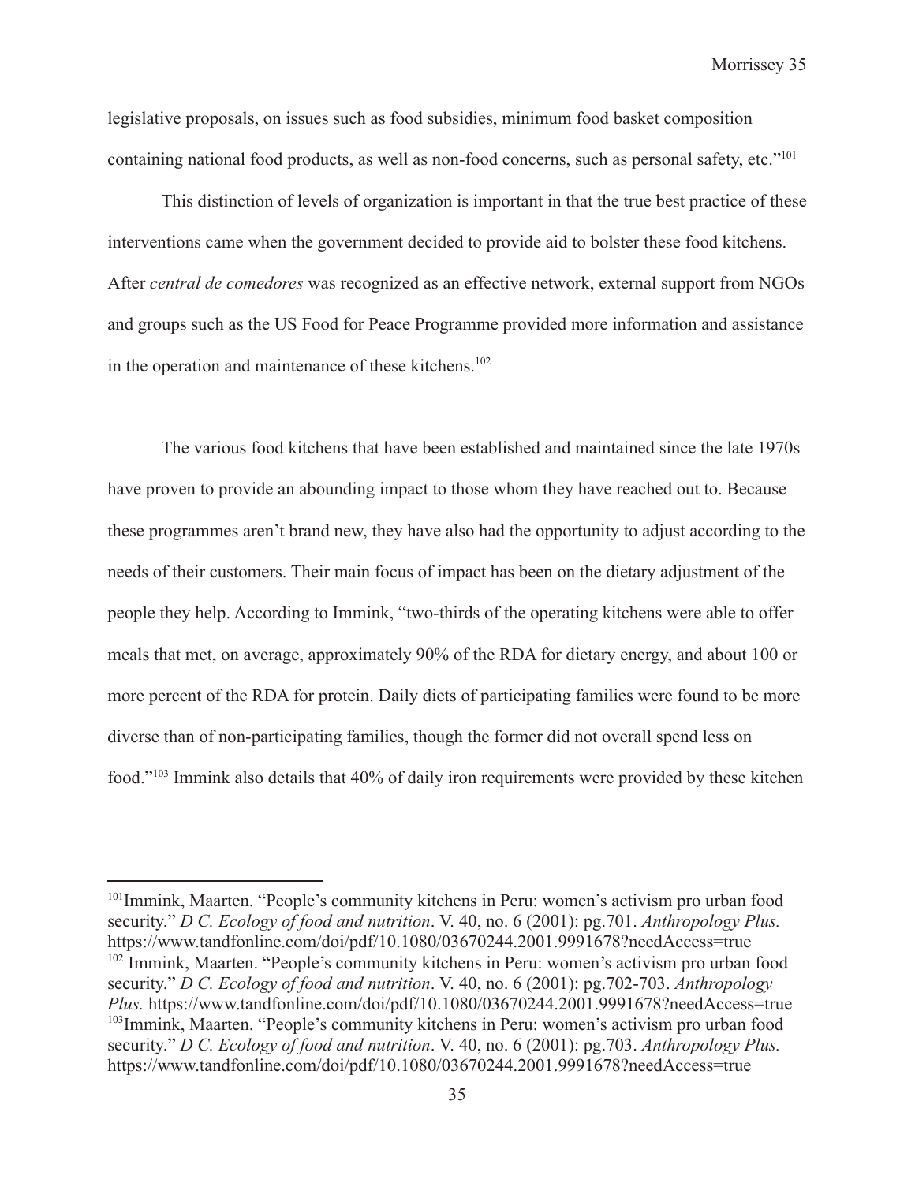legislative proposals, on issues such as food subsidies, minimum food basket composition containing national food products, as well as non-food concerns, such as personal safety, etc."[101]

This distinction of levels of organization is important in that the true best practice of these interventions came when the government decided to provide aid to bolster these food kitchens. After *central de comedores* was recognized as an effective network, external support from NGOs and groups such as the US Food for Peace Programme provided more information and assistance in the operation and maintenance of these kitchens.[102]

The various food kitchens that have been established and maintained since the late 1970s have proven to provide an abounding impact to those whom they have reached out to. Because these programmes aren't brand new, they have also had the opportunity to adjust according to the needs of their customers. Their main focus of impact has been on the dietary adjustment of the people they help. According to Immink, "two-thirds of the operating kitchens were able to offer meals that met, on average, approximately 90% of the RDA for dietary energy, and about 100 or more percent of the RDA for protein. Daily diets of participating families were found to be more diverse than of non-participating families, though the former did not overall spend less on food."[103] Immink also details that 40% of daily iron requirements were provided by these kitchen

---

[101] Immink, Maarten. "People's community kitchens in Peru: women's activism pro urban food security." *D C. Ecology of food and nutrition*. V. 40, no. 6 (2001): pg.701. *Anthropology Plus.* https://www.tandfonline.com/doi/pdf/10.1080/03670244.2001.9991678?needAccess=true

[102] Immink, Maarten. "People's community kitchens in Peru: women's activism pro urban food security." *D C. Ecology of food and nutrition*. V. 40, no. 6 (2001): pg.702-703. *Anthropology Plus.* https://www.tandfonline.com/doi/pdf/10.1080/03670244.2001.9991678?needAccess=true

[103] Immink, Maarten. "People's community kitchens in Peru: women's activism pro urban food security." *D C. Ecology of food and nutrition*. V. 40, no. 6 (2001): pg.703. *Anthropology Plus.* https://www.tandfonline.com/doi/pdf/10.1080/03670244.2001.9991678?needAccess=true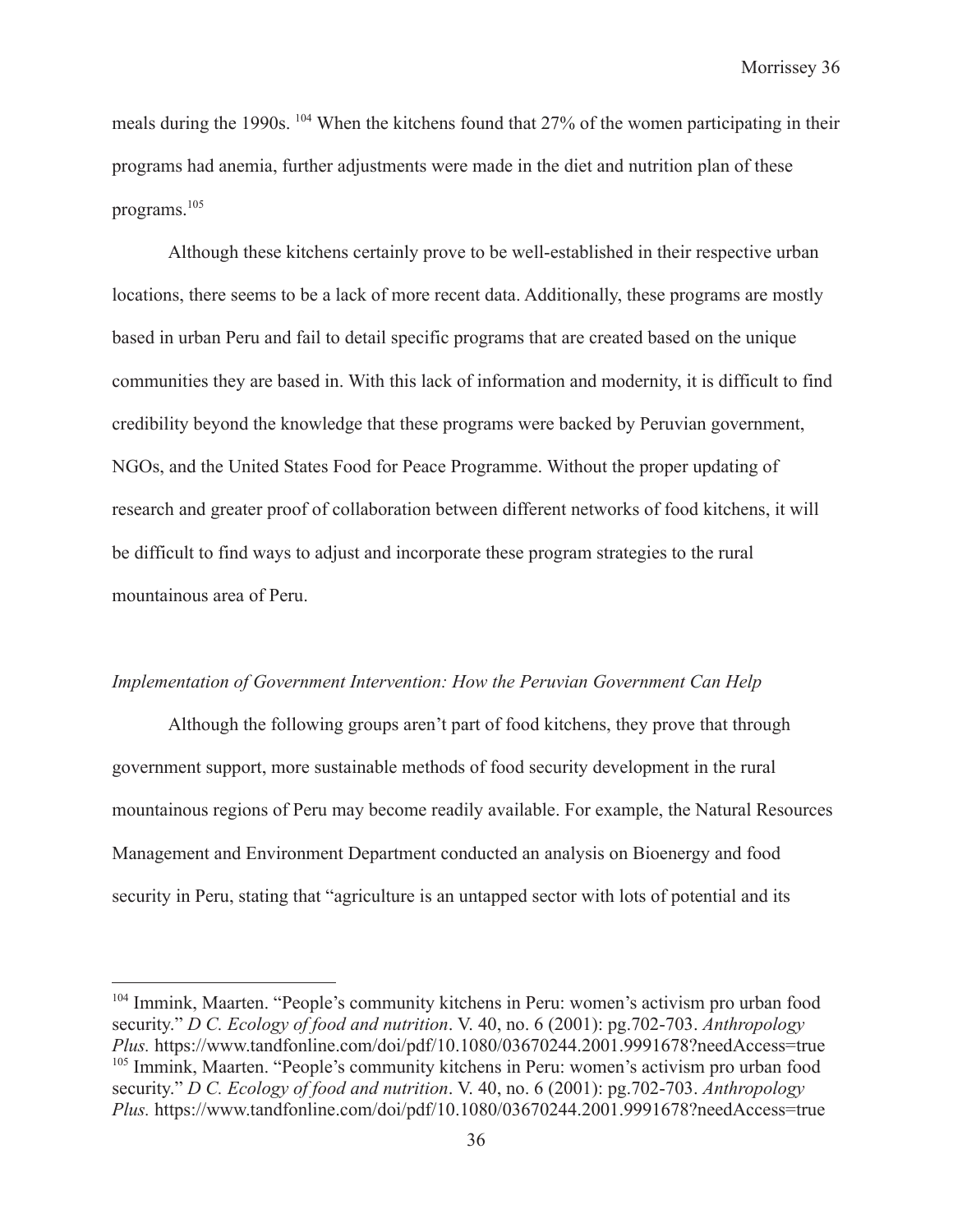meals during the 1990s. [104] When the kitchens found that 27% of the women participating in their programs had anemia, further adjustments were made in the diet and nutrition plan of these programs.[105]

Although these kitchens certainly prove to be well-established in their respective urban locations, there seems to be a lack of more recent data. Additionally, these programs are mostly based in urban Peru and fail to detail specific programs that are created based on the unique communities they are based in. With this lack of information and modernity, it is difficult to find credibility beyond the knowledge that these programs were backed by Peruvian government, NGOs, and the United States Food for Peace Programme. Without the proper updating of research and greater proof of collaboration between different networks of food kitchens, it will be difficult to find ways to adjust and incorporate these program strategies to the rural mountainous area of Peru.

*Implementation of Government Intervention: How the Peruvian Government Can Help*

Although the following groups aren't part of food kitchens, they prove that through government support, more sustainable methods of food security development in the rural mountainous regions of Peru may become readily available. For example, the Natural Resources Management and Environment Department conducted an analysis on Bioenergy and food security in Peru, stating that "agriculture is an untapped sector with lots of potential and its

---

[104] Immink, Maarten. "People's community kitchens in Peru: women's activism pro urban food security." *D C. Ecology of food and nutrition*. V. 40, no. 6 (2001): pg.702-703. *Anthropology Plus.* https://www.tandfonline.com/doi/pdf/10.1080/03670244.2001.9991678?needAccess=true

[105] Immink, Maarten. "People's community kitchens in Peru: women's activism pro urban food security." *D C. Ecology of food and nutrition*. V. 40, no. 6 (2001): pg.702-703. *Anthropology Plus.* https://www.tandfonline.com/doi/pdf/10.1080/03670244.2001.9991678?needAccess=true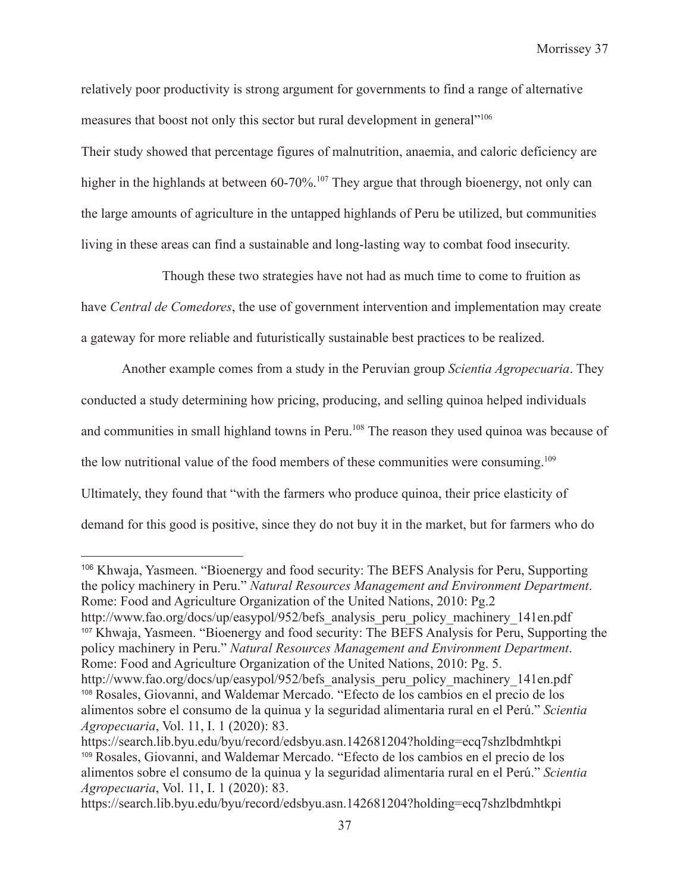relatively poor productivity is strong argument for governments to find a range of alternative measures that boost not only this sector but rural development in general"[106]

Their study showed that percentage figures of malnutrition, anaemia, and caloric deficiency are higher in the highlands at between 60-70%.[107] They argue that through bioenergy, not only can the large amounts of agriculture in the untapped highlands of Peru be utilized, but communities living in these areas can find a sustainable and long-lasting way to combat food insecurity.

Though these two strategies have not had as much time to come to fruition as have *Central de Comedores*, the use of government intervention and implementation may create a gateway for more reliable and futuristically sustainable best practices to be realized.

Another example comes from a study in the Peruvian group *Scientia Agropecuaria*. They conducted a study determining how pricing, producing, and selling quinoa helped individuals and communities in small highland towns in Peru.[108] The reason they used quinoa was because of the low nutritional value of the food members of these communities were consuming.[109] Ultimately, they found that "with the farmers who produce quinoa, their price elasticity of demand for this good is positive, since they do not buy it in the market, but for farmers who do

---

[106] Khwaja, Yasmeen. "Bioenergy and food security: The BEFS Analysis for Peru, Supporting the policy machinery in Peru." *Natural Resources Management and Environment Department*. Rome: Food and Agriculture Organization of the United Nations, 2010: Pg.2 http://www.fao.org/docs/up/easypol/952/befs_analysis_peru_policy_machinery_141en.pdf

[107] Khwaja, Yasmeen. "Bioenergy and food security: The BEFS Analysis for Peru, Supporting the policy machinery in Peru." *Natural Resources Management and Environment Department*. Rome: Food and Agriculture Organization of the United Nations, 2010: Pg. 5. http://www.fao.org/docs/up/easypol/952/befs_analysis_peru_policy_machinery_141en.pdf

[108] Rosales, Giovanni, and Waldemar Mercado. "Efecto de los cambios en el precio de los alimentos sobre el consumo de la quinua y la seguridad alimentaria rural en el Perú." *Scientia Agropecuaria*, Vol. 11, I. 1 (2020): 83. https://search.lib.byu.edu/byu/record/edsbyu.asn.142681204?holding=ecq7shzlbdmhtkpi

[109] Rosales, Giovanni, and Waldemar Mercado. "Efecto de los cambios en el precio de los alimentos sobre el consumo de la quinua y la seguridad alimentaria rural en el Perú." *Scientia Agropecuaria*, Vol. 11, I. 1 (2020): 83. https://search.lib.byu.edu/byu/record/edsbyu.asn.142681204?holding=ecq7shzlbdmhtkpi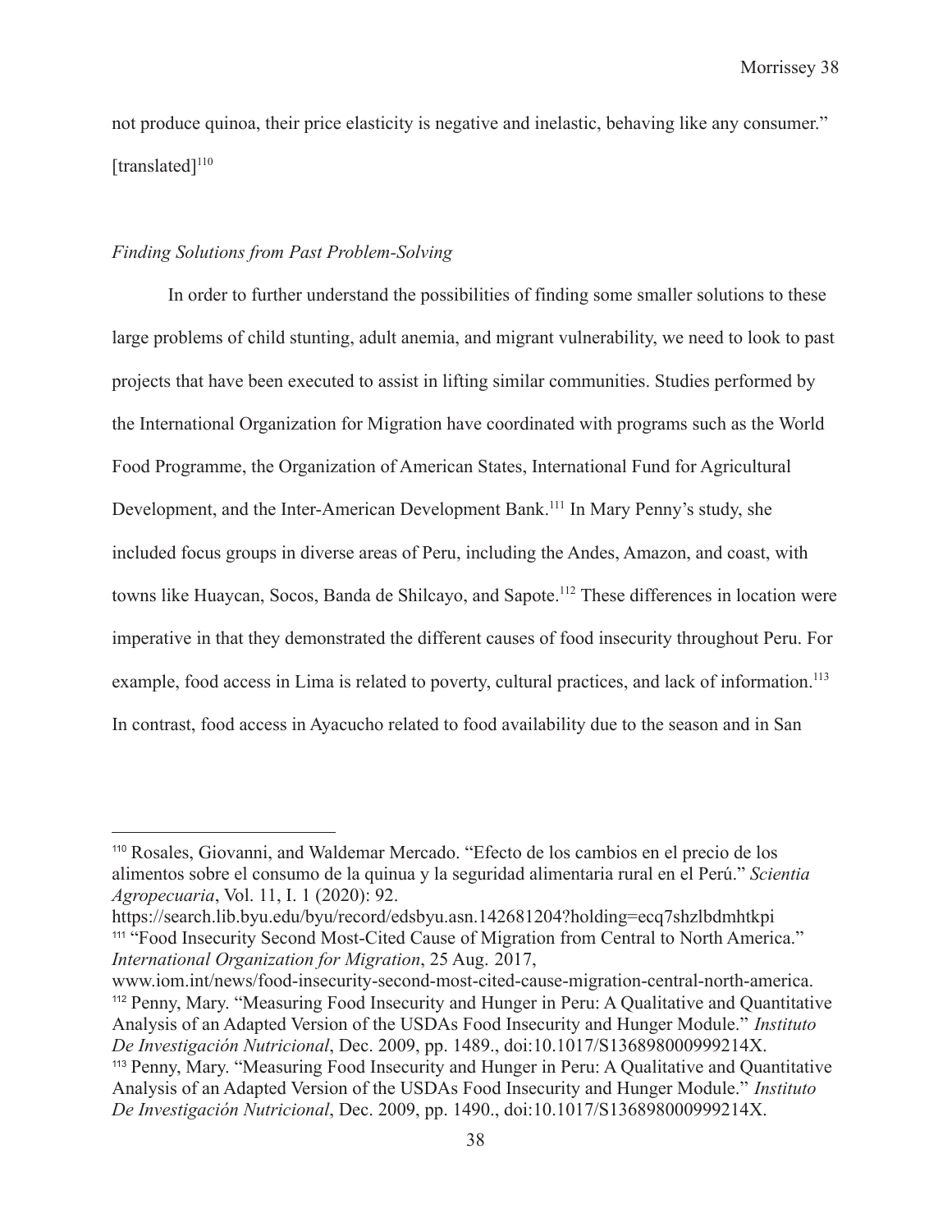not produce quinoa, their price elasticity is negative and inelastic, behaving like any consumer." [translated][110]

*Finding Solutions from Past Problem-Solving*

In order to further understand the possibilities of finding some smaller solutions to these large problems of child stunting, adult anemia, and migrant vulnerability, we need to look to past projects that have been executed to assist in lifting similar communities. Studies performed by the International Organization for Migration have coordinated with programs such as the World Food Programme, the Organization of American States, International Fund for Agricultural Development, and the Inter-American Development Bank.[111] In Mary Penny's study, she included focus groups in diverse areas of Peru, including the Andes, Amazon, and coast, with towns like Huaycan, Socos, Banda de Shilcayo, and Sapote.[112] These differences in location were imperative in that they demonstrated the different causes of food insecurity throughout Peru. For example, food access in Lima is related to poverty, cultural practices, and lack of information.[113] In contrast, food access in Ayacucho related to food availability due to the season and in San

---

[110] Rosales, Giovanni, and Waldemar Mercado. "Efecto de los cambios en el precio de los alimentos sobre el consumo de la quinua y la seguridad alimentaria rural en el Perú." *Scientia Agropecuaria*, Vol. 11, I. 1 (2020): 92. https://search.lib.byu.edu/byu/record/edsbyu.asn.142681204?holding=ecq7shzlbdmhtkpi

[111] "Food Insecurity Second Most-Cited Cause of Migration from Central to North America." *International Organization for Migration*, 25 Aug. 2017, www.iom.int/news/food-insecurity-second-most-cited-cause-migration-central-north-america.

[112] Penny, Mary. "Measuring Food Insecurity and Hunger in Peru: A Qualitative and Quantitative Analysis of an Adapted Version of the USDAs Food Insecurity and Hunger Module." *Instituto De Investigación Nutricional*, Dec. 2009, pp. 1489., doi:10.1017/S136898000999214X.

[113] Penny, Mary. "Measuring Food Insecurity and Hunger in Peru: A Qualitative and Quantitative Analysis of an Adapted Version of the USDAs Food Insecurity and Hunger Module." *Instituto De Investigación Nutricional*, Dec. 2009, pp. 1490., doi:10.1017/S136898000999214X.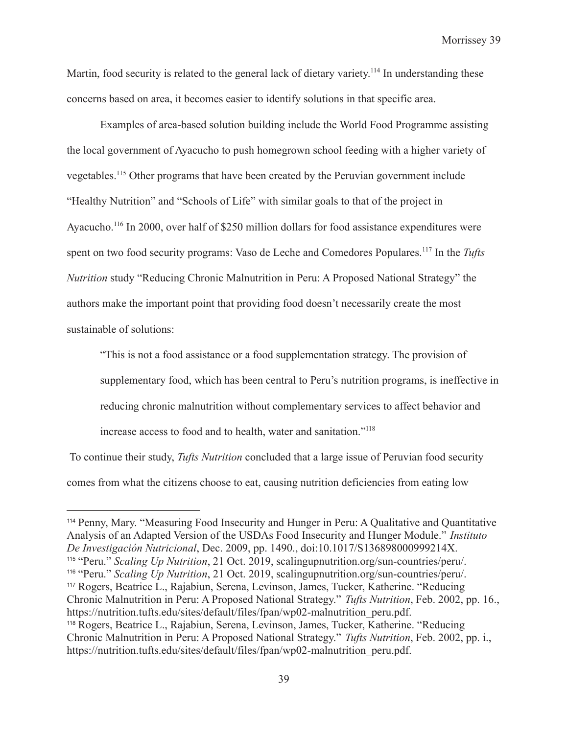Martin, food security is related to the general lack of dietary variety.[114] In understanding these concerns based on area, it becomes easier to identify solutions in that specific area.

Examples of area-based solution building include the World Food Programme assisting the local government of Ayacucho to push homegrown school feeding with a higher variety of vegetables.[115] Other programs that have been created by the Peruvian government include "Healthy Nutrition" and "Schools of Life" with similar goals to that of the project in Ayacucho.[116] In 2000, over half of $250 million dollars for food assistance expenditures were spent on two food security programs: Vaso de Leche and Comedores Populares.[117] In the *Tufts Nutrition* study "Reducing Chronic Malnutrition in Peru: A Proposed National Strategy" the authors make the important point that providing food doesn't necessarily create the most sustainable of solutions:

> "This is not a food assistance or a food supplementation strategy. The provision of supplementary food, which has been central to Peru's nutrition programs, is ineffective in reducing chronic malnutrition without complementary services to affect behavior and increase access to food and to health, water and sanitation."[118]

To continue their study, *Tufts Nutrition* concluded that a large issue of Peruvian food security comes from what the citizens choose to eat, causing nutrition deficiencies from eating low

---

[114] Penny, Mary. "Measuring Food Insecurity and Hunger in Peru: A Qualitative and Quantitative Analysis of an Adapted Version of the USDAs Food Insecurity and Hunger Module." *Instituto De Investigación Nutricional*, Dec. 2009, pp. 1490., doi:10.1017/S136898000999214X.

[115] "Peru." *Scaling Up Nutrition*, 21 Oct. 2019, scalingupnutrition.org/sun-countries/peru/.

[116] "Peru." *Scaling Up Nutrition*, 21 Oct. 2019, scalingupnutrition.org/sun-countries/peru/.

[117] Rogers, Beatrice L., Rajabiun, Serena, Levinson, James, Tucker, Katherine. "Reducing Chronic Malnutrition in Peru: A Proposed National Strategy." *Tufts Nutrition*, Feb. 2002, pp. 16., https://nutrition.tufts.edu/sites/default/files/fpan/wp02-malnutrition_peru.pdf.

[118] Rogers, Beatrice L., Rajabiun, Serena, Levinson, James, Tucker, Katherine. "Reducing Chronic Malnutrition in Peru: A Proposed National Strategy." *Tufts Nutrition*, Feb. 2002, pp. i., https://nutrition.tufts.edu/sites/default/files/fpan/wp02-malnutrition_peru.pdf.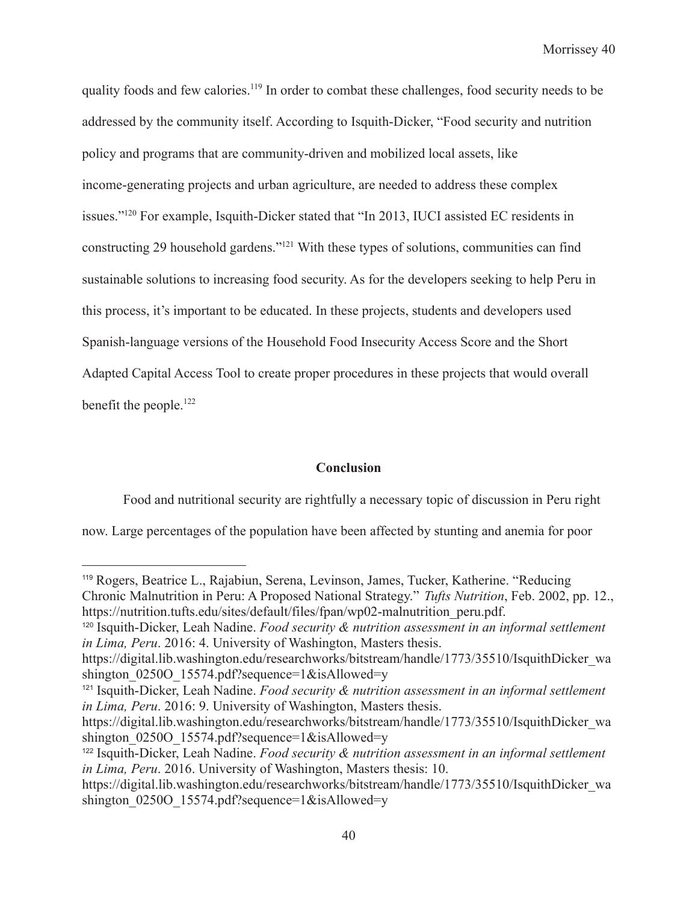quality foods and few calories.[119] In order to combat these challenges, food security needs to be addressed by the community itself. According to Isquith-Dicker, "Food security and nutrition policy and programs that are community-driven and mobilized local assets, like income-generating projects and urban agriculture, are needed to address these complex issues."[120] For example, Isquith-Dicker stated that "In 2013, IUCI assisted EC residents in constructing 29 household gardens."[121] With these types of solutions, communities can find sustainable solutions to increasing food security. As for the developers seeking to help Peru in this process, it's important to be educated. In these projects, students and developers used Spanish-language versions of the Household Food Insecurity Access Score and the Short Adapted Capital Access Tool to create proper procedures in these projects that would overall benefit the people.[122]

## Conclusion

Food and nutritional security are rightfully a necessary topic of discussion in Peru right now. Large percentages of the population have been affected by stunting and anemia for poor

---

[119] Rogers, Beatrice L., Rajabiun, Serena, Levinson, James, Tucker, Katherine. "Reducing Chronic Malnutrition in Peru: A Proposed National Strategy." *Tufts Nutrition*, Feb. 2002, pp. 12., https://nutrition.tufts.edu/sites/default/files/fpan/wp02-malnutrition_peru.pdf.

[120] Isquith-Dicker, Leah Nadine. *Food security & nutrition assessment in an informal settlement in Lima, Peru*. 2016: 4. University of Washington, Masters thesis. https://digital.lib.washington.edu/researchworks/bitstream/handle/1773/35510/IsquithDicker_washington_0250O_15574.pdf?sequence=1&isAllowed=y

[121] Isquith-Dicker, Leah Nadine. *Food security & nutrition assessment in an informal settlement in Lima, Peru*. 2016: 9. University of Washington, Masters thesis. https://digital.lib.washington.edu/researchworks/bitstream/handle/1773/35510/IsquithDicker_washington_0250O_15574.pdf?sequence=1&isAllowed=y

[122] Isquith-Dicker, Leah Nadine. *Food security & nutrition assessment in an informal settlement in Lima, Peru*. 2016. University of Washington, Masters thesis: 10. https://digital.lib.washington.edu/researchworks/bitstream/handle/1773/35510/IsquithDicker_washington_0250O_15574.pdf?sequence=1&isAllowed=y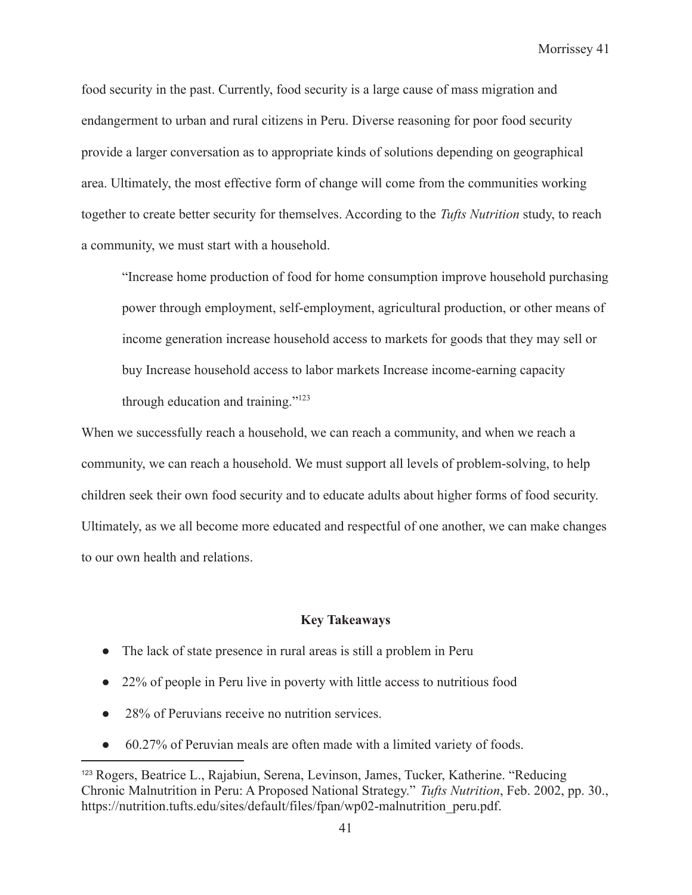food security in the past. Currently, food security is a large cause of mass migration and endangerment to urban and rural citizens in Peru. Diverse reasoning for poor food security provide a larger conversation as to appropriate kinds of solutions depending on geographical area. Ultimately, the most effective form of change will come from the communities working together to create better security for themselves. According to the *Tufts Nutrition* study, to reach a community, we must start with a household.

> "Increase home production of food for home consumption improve household purchasing power through employment, self-employment, agricultural production, or other means of income generation increase household access to markets for goods that they may sell or buy Increase household access to labor markets Increase income-earning capacity through education and training."[123]

When we successfully reach a household, we can reach a community, and when we reach a community, we can reach a household. We must support all levels of problem-solving, to help children seek their own food security and to educate adults about higher forms of food security. Ultimately, as we all become more educated and respectful of one another, we can make changes to our own health and relations.

**Key Takeaways**

- The lack of state presence in rural areas is still a problem in Peru
- 22% of people in Peru live in poverty with little access to nutritious food
- 28% of Peruvians receive no nutrition services.
- 60.27% of Peruvian meals are often made with a limited variety of foods.

---

[123] Rogers, Beatrice L., Rajabiun, Serena, Levinson, James, Tucker, Katherine. "Reducing Chronic Malnutrition in Peru: A Proposed National Strategy." *Tufts Nutrition*, Feb. 2002, pp. 30., https://nutrition.tufts.edu/sites/default/files/fpan/wp02-malnutrition_peru.pdf.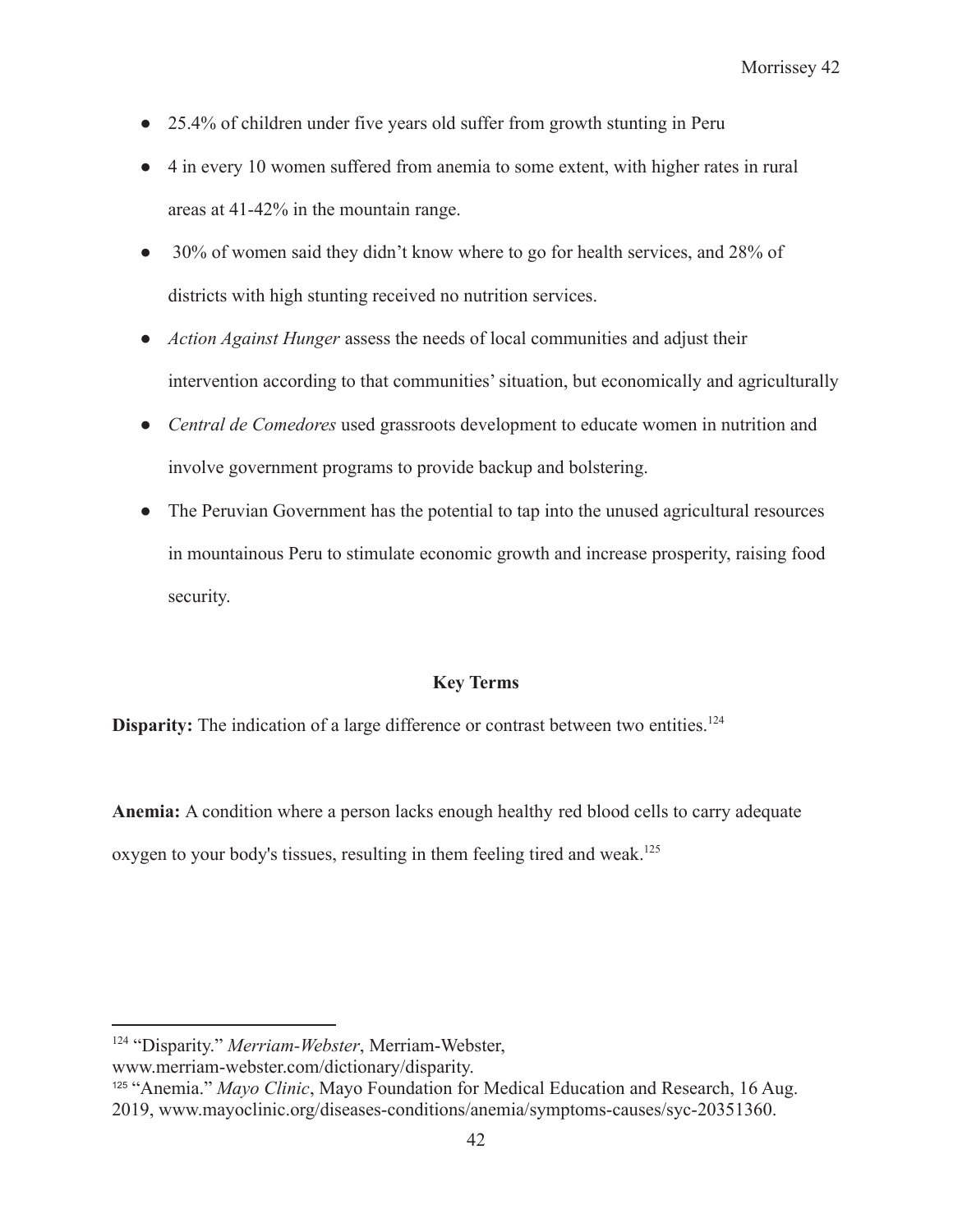- 25.4% of children under five years old suffer from growth stunting in Peru
- 4 in every 10 women suffered from anemia to some extent, with higher rates in rural areas at 41-42% in the mountain range.
- 30% of women said they didn't know where to go for health services, and 28% of districts with high stunting received no nutrition services.
- *Action Against Hunger* assess the needs of local communities and adjust their intervention according to that communities' situation, but economically and agriculturally
- *Central de Comedores* used grassroots development to educate women in nutrition and involve government programs to provide backup and bolstering.
- The Peruvian Government has the potential to tap into the unused agricultural resources in mountainous Peru to stimulate economic growth and increase prosperity, raising food security.

### Key Terms

**Disparity:** The indication of a large difference or contrast between two entities.[124]

**Anemia:** A condition where a person lacks enough healthy red blood cells to carry adequate oxygen to your body's tissues, resulting in them feeling tired and weak.[125]

---

[124] "Disparity." *Merriam-Webster*, Merriam-Webster, www.merriam-webster.com/dictionary/disparity.

[125] "Anemia." *Mayo Clinic*, Mayo Foundation for Medical Education and Research, 16 Aug. 2019, www.mayoclinic.org/diseases-conditions/anemia/symptoms-causes/syc-20351360.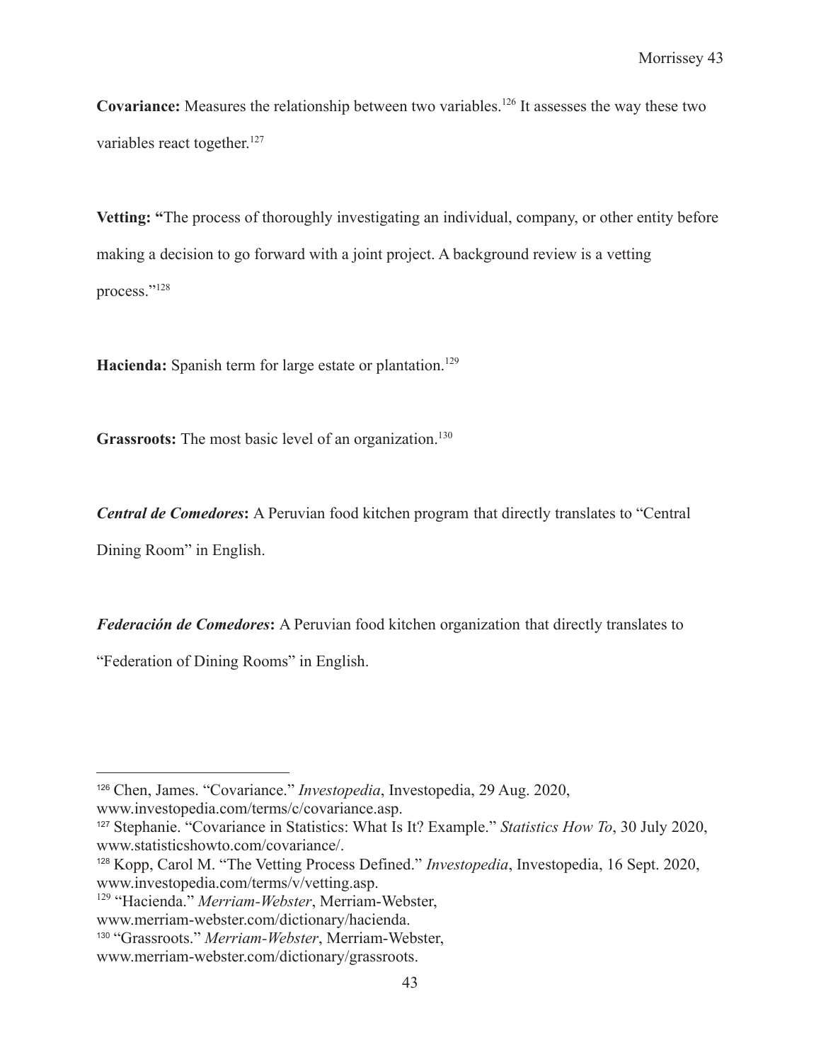**Covariance:** Measures the relationship between two variables.[126] It assesses the way these two variables react together.[127]

**Vetting:** "The process of thoroughly investigating an individual, company, or other entity before making a decision to go forward with a joint project. A background review is a vetting process."[128]

**Hacienda:** Spanish term for large estate or plantation.[129]

**Grassroots:** The most basic level of an organization.[130]

***Central de Comedores*:** A Peruvian food kitchen program that directly translates to "Central Dining Room" in English.

***Federación de Comedores*:** A Peruvian food kitchen organization that directly translates to "Federation of Dining Rooms" in English.

---

[126] Chen, James. "Covariance." *Investopedia*, Investopedia, 29 Aug. 2020, www.investopedia.com/terms/c/covariance.asp.

[127] Stephanie. "Covariance in Statistics: What Is It? Example." *Statistics How To*, 30 July 2020, www.statisticshowto.com/covariance/.

[128] Kopp, Carol M. "The Vetting Process Defined." *Investopedia*, Investopedia, 16 Sept. 2020, www.investopedia.com/terms/v/vetting.asp.

[129] "Hacienda." *Merriam-Webster*, Merriam-Webster, www.merriam-webster.com/dictionary/hacienda.

[130] "Grassroots." *Merriam-Webster*, Merriam-Webster, www.merriam-webster.com/dictionary/grassroots.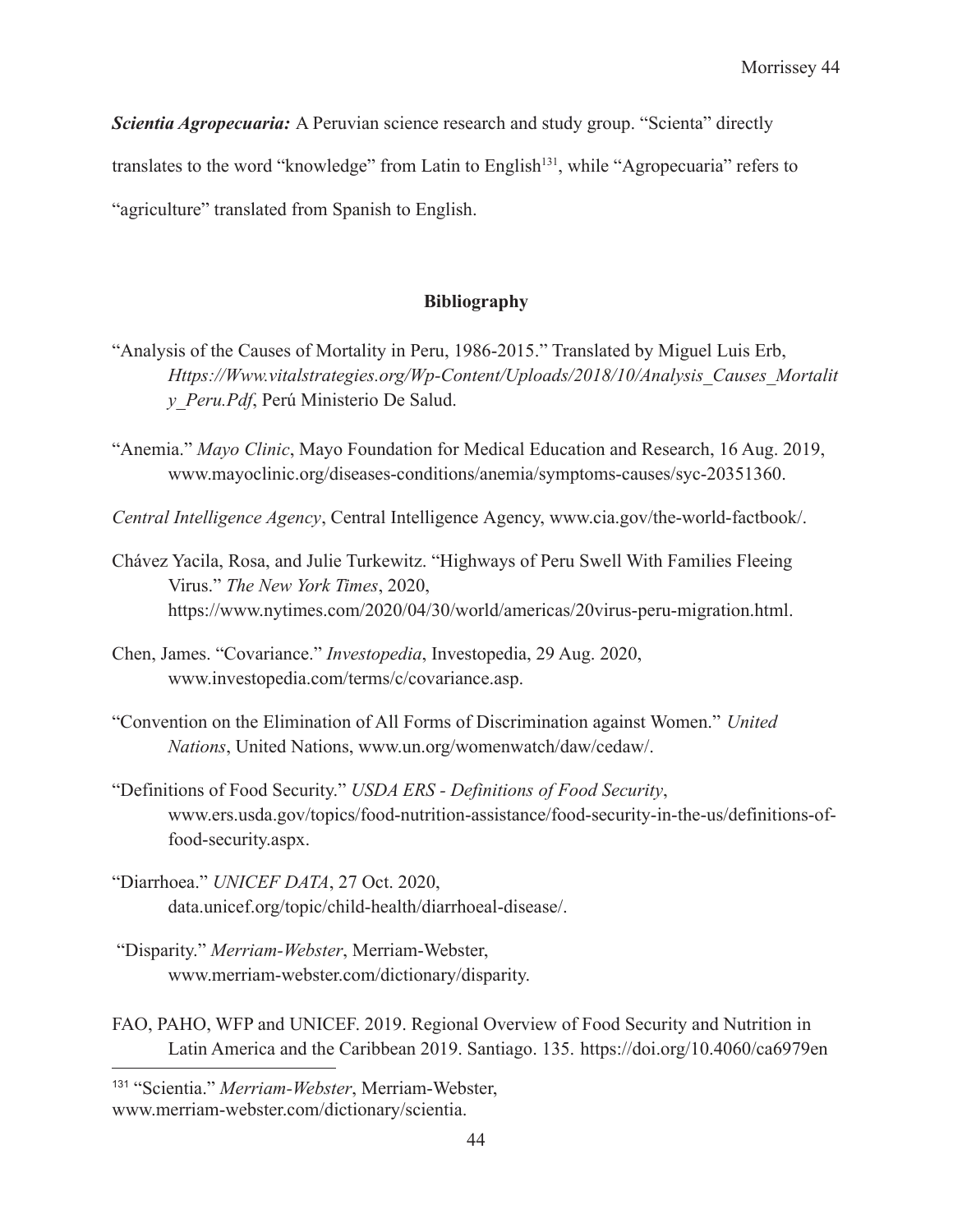***Scientia Agropecuaria:*** A Peruvian science research and study group. “Scienta” directly translates to the word “knowledge” from Latin to English[131], while “Agropecuaria” refers to “agriculture” translated from Spanish to English.

## Bibliography

“Analysis of the Causes of Mortality in Peru, 1986-2015.” Translated by Miguel Luis Erb, *Https://Www.vitalstrategies.org/Wp-Content/Uploads/2018/10/Analysis_Causes_Mortality_Peru.Pdf*, Perú Ministerio De Salud.

“Anemia.” *Mayo Clinic*, Mayo Foundation for Medical Education and Research, 16 Aug. 2019, www.mayoclinic.org/diseases-conditions/anemia/symptoms-causes/syc-20351360.

*Central Intelligence Agency*, Central Intelligence Agency, www.cia.gov/the-world-factbook/.

Chávez Yacila, Rosa, and Julie Turkewitz. “Highways of Peru Swell With Families Fleeing Virus.” *The New York Times*, 2020, https://www.nytimes.com/2020/04/30/world/americas/20virus-peru-migration.html.

Chen, James. “Covariance.” *Investopedia*, Investopedia, 29 Aug. 2020, www.investopedia.com/terms/c/covariance.asp.

“Convention on the Elimination of All Forms of Discrimination against Women.” *United Nations*, United Nations, www.un.org/womenwatch/daw/cedaw/.

“Definitions of Food Security.” *USDA ERS - Definitions of Food Security*, www.ers.usda.gov/topics/food-nutrition-assistance/food-security-in-the-us/definitions-of-food-security.aspx.

“Diarrhoea.” *UNICEF DATA*, 27 Oct. 2020, data.unicef.org/topic/child-health/diarrhoeal-disease/.

“Disparity.” *Merriam-Webster*, Merriam-Webster, www.merriam-webster.com/dictionary/disparity.

FAO, PAHO, WFP and UNICEF. 2019. Regional Overview of Food Security and Nutrition in Latin America and the Caribbean 2019. Santiago. 135. https://doi.org/10.4060/ca6979en

---

[131] “Scientia.” *Merriam-Webster*, Merriam-Webster, www.merriam-webster.com/dictionary/scientia.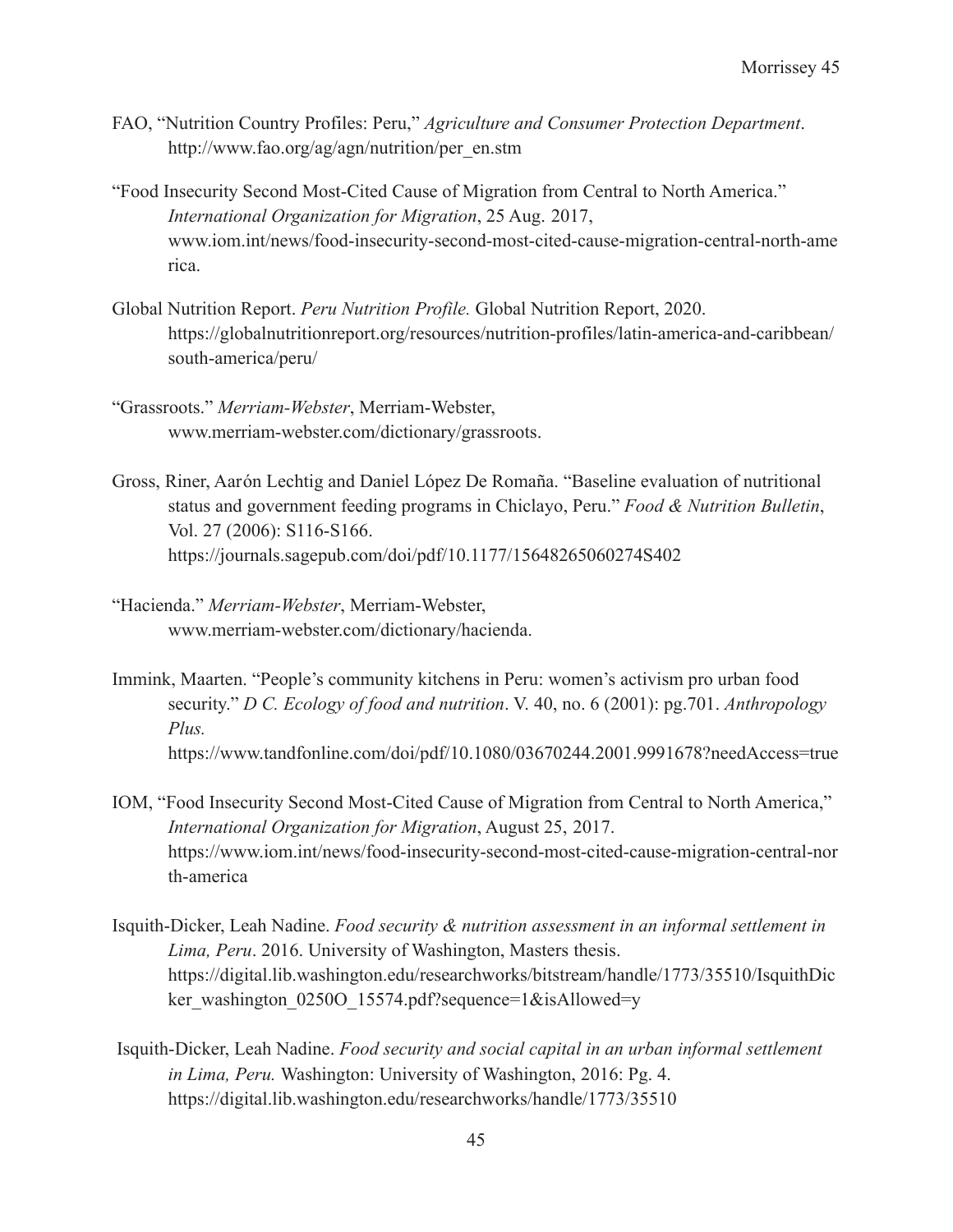FAO, "Nutrition Country Profiles: Peru," *Agriculture and Consumer Protection Department*. http://www.fao.org/ag/agn/nutrition/per_en.stm

"Food Insecurity Second Most-Cited Cause of Migration from Central to North America." *International Organization for Migration*, 25 Aug. 2017, www.iom.int/news/food-insecurity-second-most-cited-cause-migration-central-north-america.

Global Nutrition Report. *Peru Nutrition Profile.* Global Nutrition Report, 2020. https://globalnutritionreport.org/resources/nutrition-profiles/latin-america-and-caribbean/south-america/peru/

"Grassroots." *Merriam-Webster*, Merriam-Webster, www.merriam-webster.com/dictionary/grassroots.

Gross, Riner, Aarón Lechtig and Daniel López De Romaña. "Baseline evaluation of nutritional status and government feeding programs in Chiclayo, Peru." *Food & Nutrition Bulletin*, Vol. 27 (2006): S116-S166. https://journals.sagepub.com/doi/pdf/10.1177/15648265060274S402

"Hacienda." *Merriam-Webster*, Merriam-Webster, www.merriam-webster.com/dictionary/hacienda.

Immink, Maarten. "People's community kitchens in Peru: women's activism pro urban food security." *D C. Ecology of food and nutrition*. V. 40, no. 6 (2001): pg.701. *Anthropology Plus.* https://www.tandfonline.com/doi/pdf/10.1080/03670244.2001.9991678?needAccess=true

IOM, "Food Insecurity Second Most-Cited Cause of Migration from Central to North America," *International Organization for Migration*, August 25, 2017. https://www.iom.int/news/food-insecurity-second-most-cited-cause-migration-central-north-america

Isquith-Dicker, Leah Nadine. *Food security & nutrition assessment in an informal settlement in Lima, Peru*. 2016. University of Washington, Masters thesis. https://digital.lib.washington.edu/researchworks/bitstream/handle/1773/35510/IsquithDicker_washington_0250O_15574.pdf?sequence=1&isAllowed=y

Isquith-Dicker, Leah Nadine. *Food security and social capital in an urban informal settlement in Lima, Peru.* Washington: University of Washington, 2016: Pg. 4. https://digital.lib.washington.edu/researchworks/handle/1773/35510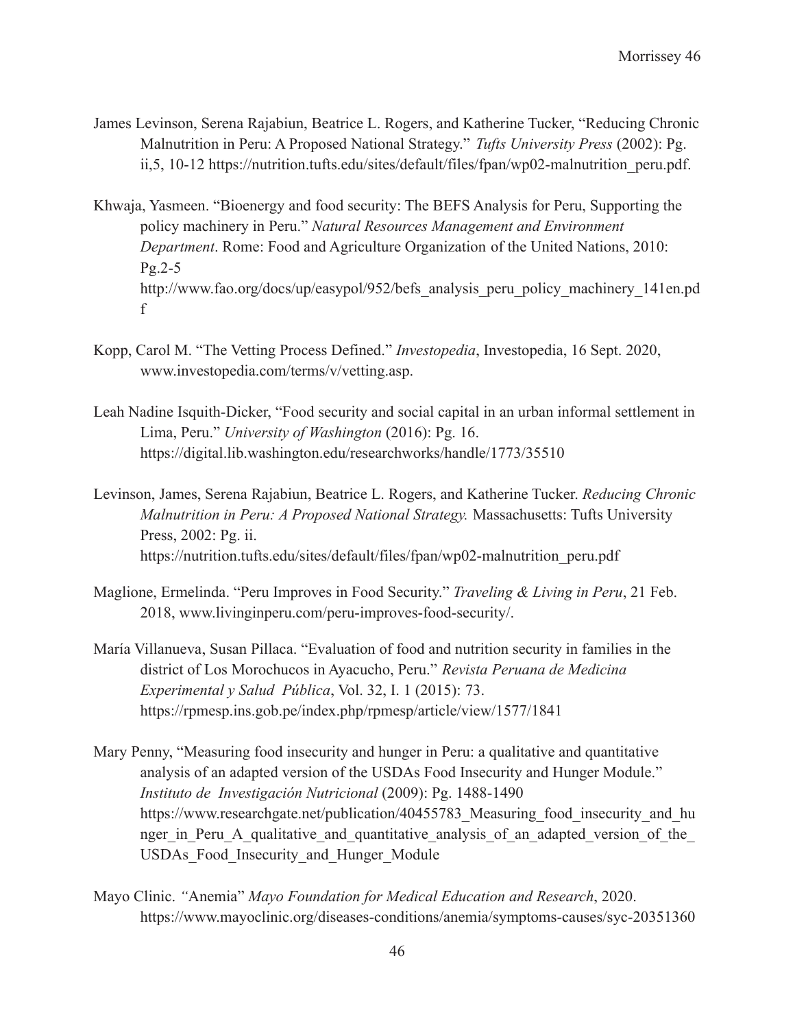James Levinson, Serena Rajabiun, Beatrice L. Rogers, and Katherine Tucker, "Reducing Chronic Malnutrition in Peru: A Proposed National Strategy." *Tufts University Press* (2002): Pg. ii,5, 10-12 https://nutrition.tufts.edu/sites/default/files/fpan/wp02-malnutrition_peru.pdf.

Khwaja, Yasmeen. "Bioenergy and food security: The BEFS Analysis for Peru, Supporting the policy machinery in Peru." *Natural Resources Management and Environment Department*. Rome: Food and Agriculture Organization of the United Nations, 2010: Pg.2-5 http://www.fao.org/docs/up/easypol/952/befs_analysis_peru_policy_machinery_141en.pdf

Kopp, Carol M. "The Vetting Process Defined." *Investopedia*, Investopedia, 16 Sept. 2020, www.investopedia.com/terms/v/vetting.asp.

Leah Nadine Isquith-Dicker, "Food security and social capital in an urban informal settlement in Lima, Peru." *University of Washington* (2016): Pg. 16. https://digital.lib.washington.edu/researchworks/handle/1773/35510

Levinson, James, Serena Rajabiun, Beatrice L. Rogers, and Katherine Tucker. *Reducing Chronic Malnutrition in Peru: A Proposed National Strategy.* Massachusetts: Tufts University Press, 2002: Pg. ii. https://nutrition.tufts.edu/sites/default/files/fpan/wp02-malnutrition_peru.pdf

Maglione, Ermelinda. "Peru Improves in Food Security." *Traveling & Living in Peru*, 21 Feb. 2018, www.livinginperu.com/peru-improves-food-security/.

María Villanueva, Susan Pillaca. "Evaluation of food and nutrition security in families in the district of Los Morochucos in Ayacucho, Peru." *Revista Peruana de Medicina Experimental y Salud Pública*, Vol. 32, I. 1 (2015): 73. https://rpmesp.ins.gob.pe/index.php/rpmesp/article/view/1577/1841

Mary Penny, "Measuring food insecurity and hunger in Peru: a qualitative and quantitative analysis of an adapted version of the USDAs Food Insecurity and Hunger Module." *Instituto de Investigación Nutricional* (2009): Pg. 1488-1490 https://www.researchgate.net/publication/40455783_Measuring_food_insecurity_and_hunger_in_Peru_A_qualitative_and_quantitative_analysis_of_an_adapted_version_of_the_USDAs_Food_Insecurity_and_Hunger_Module

Mayo Clinic. "Anemia" *Mayo Foundation for Medical Education and Research*, 2020. https://www.mayoclinic.org/diseases-conditions/anemia/symptoms-causes/syc-20351360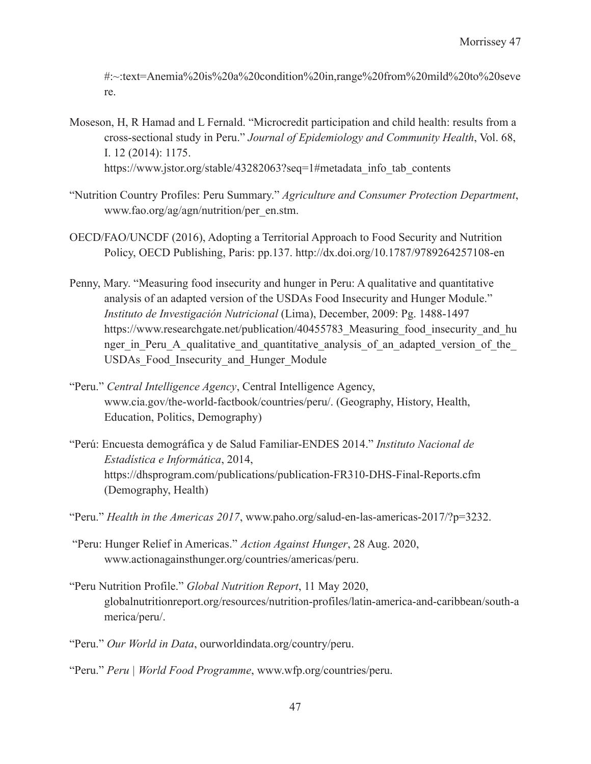#:~:text=Anemia%20is%20a%20condition%20in,range%20from%20mild%20to%20severe.

Moseson, H, R Hamad and L Fernald. "Microcredit participation and child health: results from a cross-sectional study in Peru." *Journal of Epidemiology and Community Health*, Vol. 68, I. 12 (2014): 1175. https://www.jstor.org/stable/43282063?seq=1#metadata_info_tab_contents

"Nutrition Country Profiles: Peru Summary." *Agriculture and Consumer Protection Department*, www.fao.org/ag/agn/nutrition/per_en.stm.

OECD/FAO/UNCDF (2016), Adopting a Territorial Approach to Food Security and Nutrition Policy, OECD Publishing, Paris: pp.137. http://dx.doi.org/10.1787/9789264257108-en

Penny, Mary. "Measuring food insecurity and hunger in Peru: A qualitative and quantitative analysis of an adapted version of the USDAs Food Insecurity and Hunger Module." *Instituto de Investigación Nutricional* (Lima), December, 2009: Pg. 1488-1497 https://www.researchgate.net/publication/40455783_Measuring_food_insecurity_and_hunger_in_Peru_A_qualitative_and_quantitative_analysis_of_an_adapted_version_of_the_USDAs_Food_Insecurity_and_Hunger_Module

"Peru." *Central Intelligence Agency*, Central Intelligence Agency, www.cia.gov/the-world-factbook/countries/peru/. (Geography, History, Health, Education, Politics, Demography)

"Perú: Encuesta demográfica y de Salud Familiar-ENDES 2014." *Instituto Nacional de Estadística e Informática*, 2014, https://dhsprogram.com/publications/publication-FR310-DHS-Final-Reports.cfm (Demography, Health)

"Peru." *Health in the Americas 2017*, www.paho.org/salud-en-las-americas-2017/?p=3232.

"Peru: Hunger Relief in Americas." *Action Against Hunger*, 28 Aug. 2020, www.actionagainsthunger.org/countries/americas/peru.

"Peru Nutrition Profile." *Global Nutrition Report*, 11 May 2020, globalnutritionreport.org/resources/nutrition-profiles/latin-america-and-caribbean/south-america/peru/.

"Peru." *Our World in Data*, ourworldindata.org/country/peru.

"Peru." *Peru | World Food Programme*, www.wfp.org/countries/peru.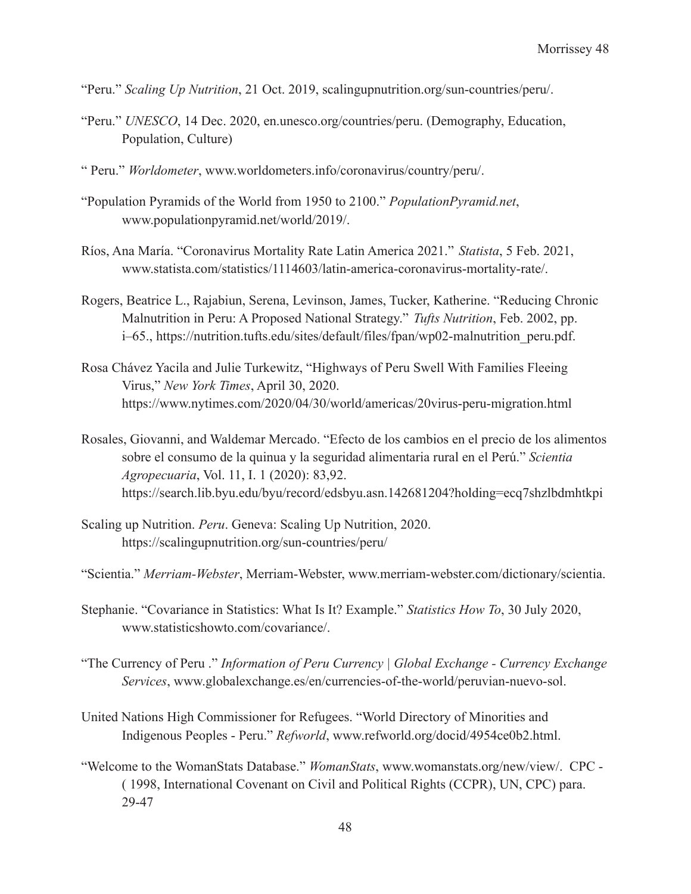"Peru." *Scaling Up Nutrition*, 21 Oct. 2019, scalingupnutrition.org/sun-countries/peru/.

"Peru." *UNESCO*, 14 Dec. 2020, en.unesco.org/countries/peru. (Demography, Education, Population, Culture)

" Peru." *Worldometer*, www.worldometers.info/coronavirus/country/peru/.

"Population Pyramids of the World from 1950 to 2100." *PopulationPyramid.net*, www.populationpyramid.net/world/2019/.

Ríos, Ana María. "Coronavirus Mortality Rate Latin America 2021." *Statista*, 5 Feb. 2021, www.statista.com/statistics/1114603/latin-america-coronavirus-mortality-rate/.

Rogers, Beatrice L., Rajabiun, Serena, Levinson, James, Tucker, Katherine. "Reducing Chronic Malnutrition in Peru: A Proposed National Strategy." *Tufts Nutrition*, Feb. 2002, pp. i–65., https://nutrition.tufts.edu/sites/default/files/fpan/wp02-malnutrition_peru.pdf.

Rosa Chávez Yacila and Julie Turkewitz, "Highways of Peru Swell With Families Fleeing Virus," *New York Times*, April 30, 2020. https://www.nytimes.com/2020/04/30/world/americas/20virus-peru-migration.html

Rosales, Giovanni, and Waldemar Mercado. "Efecto de los cambios en el precio de los alimentos sobre el consumo de la quinua y la seguridad alimentaria rural en el Perú." *Scientia Agropecuaria*, Vol. 11, I. 1 (2020): 83,92. https://search.lib.byu.edu/byu/record/edsbyu.asn.142681204?holding=ecq7shzlbdmhtkpi

Scaling up Nutrition. *Peru*. Geneva: Scaling Up Nutrition, 2020. https://scalingupnutrition.org/sun-countries/peru/

"Scientia." *Merriam-Webster*, Merriam-Webster, www.merriam-webster.com/dictionary/scientia.

Stephanie. "Covariance in Statistics: What Is It? Example." *Statistics How To*, 30 July 2020, www.statisticshowto.com/covariance/.

"The Currency of Peru ." *Information of Peru Currency | Global Exchange - Currency Exchange Services*, www.globalexchange.es/en/currencies-of-the-world/peruvian-nuevo-sol.

United Nations High Commissioner for Refugees. "World Directory of Minorities and Indigenous Peoples - Peru." *Refworld*, www.refworld.org/docid/4954ce0b2.html.

"Welcome to the WomanStats Database." *WomanStats*, www.womanstats.org/new/view/. CPC - ( 1998, International Covenant on Civil and Political Rights (CCPR), UN, CPC) para. 29-47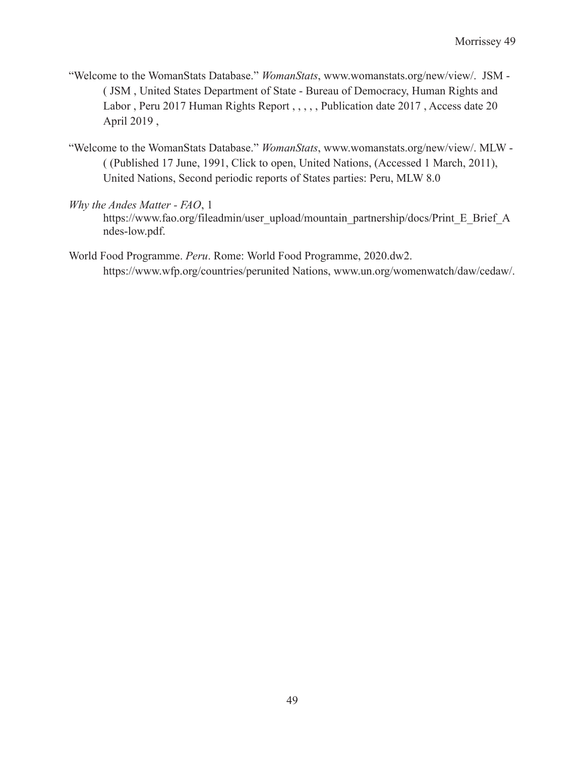"Welcome to the WomanStats Database." *WomanStats*, www.womanstats.org/new/view/. JSM - ( JSM , United States Department of State - Bureau of Democracy, Human Rights and Labor , Peru 2017 Human Rights Report , , , , , Publication date 2017 , Access date 20 April 2019 ,

"Welcome to the WomanStats Database." *WomanStats*, www.womanstats.org/new/view/. MLW - ( (Published 17 June, 1991, Click to open, United Nations, (Accessed 1 March, 2011), United Nations, Second periodic reports of States parties: Peru, MLW 8.0

*Why the Andes Matter - FAO*, 1 https://www.fao.org/fileadmin/user_upload/mountain_partnership/docs/Print_E_Brief_Andes-low.pdf.

World Food Programme. *Peru*. Rome: World Food Programme, 2020.dw2. https://www.wfp.org/countries/perunited Nations, www.un.org/womenwatch/daw/cedaw/.